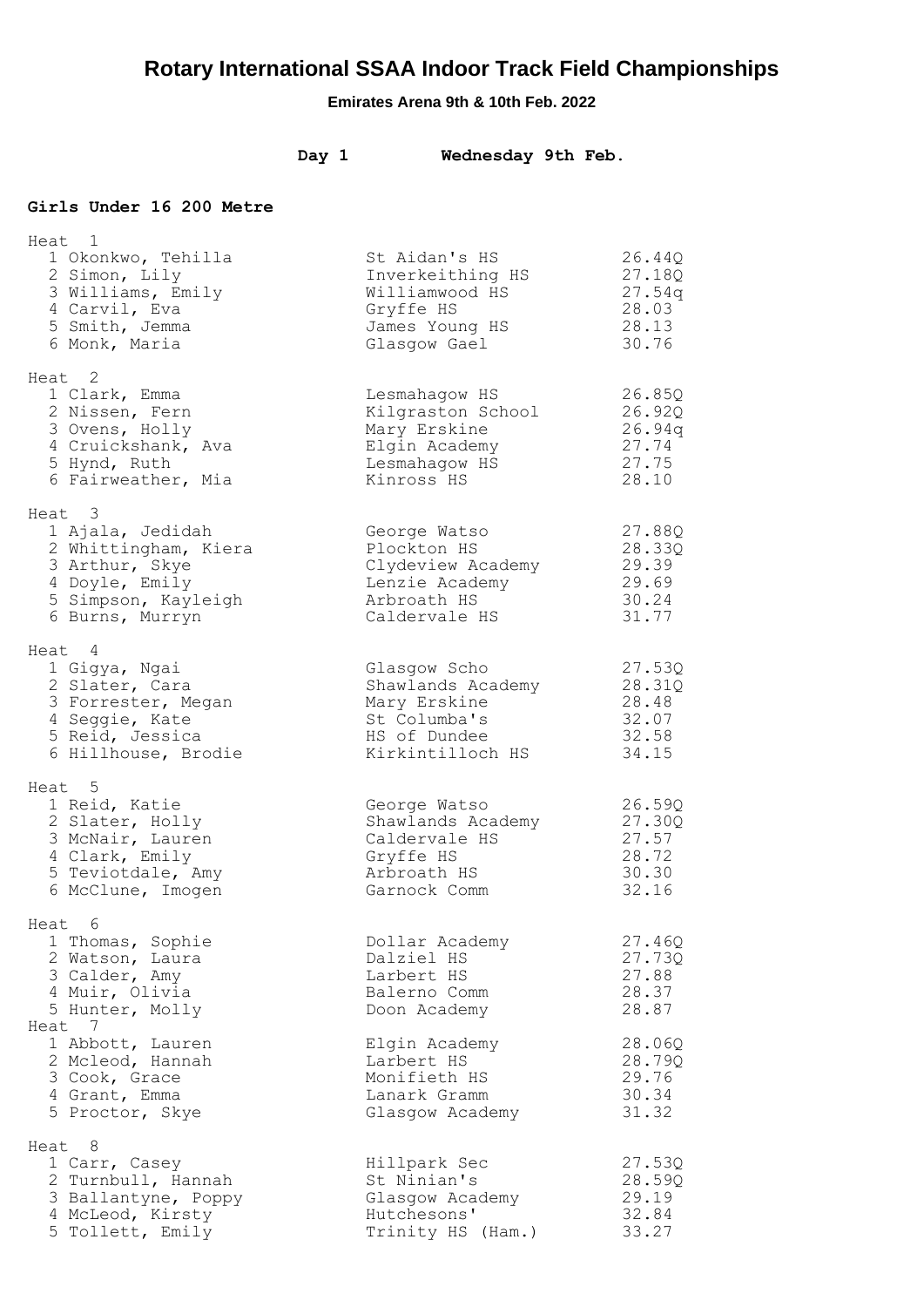# Rotary International SSAA Indoor Track Field Championships

**Emirates Arena 9th & 10th Feb. 2022**

**Day 1 Wednesday 9th Feb.**

**Girls Under 16 200 Metre**

Heat 1

| Pos | Name | School | Time |
|---|---|---|---|
| 1 | Okonkwo, Tehilla | St Aidan's HS | 26.44Q |
| 2 | Simon, Lily | Inverkeithing HS | 27.18Q |
| 3 | Williams, Emily | Williamwood HS | 27.54q |
| 4 | Carvil, Eva | Gryffe HS | 28.03 |
| 5 | Smith, Jemma | James Young HS | 28.13 |
| 6 | Monk, Maria | Glasgow Gael | 30.76 |

Heat 2

| Pos | Name | School | Time |
|---|---|---|---|
| 1 | Clark, Emma | Lesmahagow HS | 26.85Q |
| 2 | Nissen, Fern | Kilgraston School | 26.92Q |
| 3 | Ovens, Holly | Mary Erskine | 26.94q |
| 4 | Cruickshank, Ava | Elgin Academy | 27.74 |
| 5 | Hynd, Ruth | Lesmahagow HS | 27.75 |
| 6 | Fairweather, Mia | Kinross HS | 28.10 |

Heat 3

| Pos | Name | School | Time |
|---|---|---|---|
| 1 | Ajala, Jedidah | George Watso | 27.88Q |
| 2 | Whittingham, Kiera | Plockton HS | 28.33Q |
| 3 | Arthur, Skye | Clydeview Academy | 29.39 |
| 4 | Doyle, Emily | Lenzie Academy | 29.69 |
| 5 | Simpson, Kayleigh | Arbroath HS | 30.24 |
| 6 | Burns, Murryn | Caldervale HS | 31.77 |

Heat 4

| Pos | Name | School | Time |
|---|---|---|---|
| 1 | Gigya, Ngai | Glasgow Scho | 27.53Q |
| 2 | Slater, Cara | Shawlands Academy | 28.31Q |
| 3 | Forrester, Megan | Mary Erskine | 28.48 |
| 4 | Seggie, Kate | St Columba's | 32.07 |
| 5 | Reid, Jessica | HS of Dundee | 32.58 |
| 6 | Hillhouse, Brodie | Kirkintilloch HS | 34.15 |

Heat 5

| Pos | Name | School | Time |
|---|---|---|---|
| 1 | Reid, Katie | George Watso | 26.59Q |
| 2 | Slater, Holly | Shawlands Academy | 27.30Q |
| 3 | McNair, Lauren | Caldervale HS | 27.57 |
| 4 | Clark, Emily | Gryffe HS | 28.72 |
| 5 | Teviotdale, Amy | Arbroath HS | 30.30 |
| 6 | McClune, Imogen | Garnock Comm | 32.16 |

Heat 6

| Pos | Name | School | Time |
|---|---|---|---|
| 1 | Thomas, Sophie | Dollar Academy | 27.46Q |
| 2 | Watson, Laura | Dalziel HS | 27.73Q |
| 3 | Calder, Amy | Larbert HS | 27.88 |
| 4 | Muir, Olivia | Balerno Comm | 28.37 |
| 5 | Hunter, Molly | Doon Academy | 28.87 |

Heat 7

| Pos | Name | School | Time |
|---|---|---|---|
| 1 | Abbott, Lauren | Elgin Academy | 28.06Q |
| 2 | Mcleod, Hannah | Larbert HS | 28.79Q |
| 3 | Cook, Grace | Monifieth HS | 29.76 |
| 4 | Grant, Emma | Lanark Gramm | 30.34 |
| 5 | Proctor, Skye | Glasgow Academy | 31.32 |

Heat 8

| Pos | Name | School | Time |
|---|---|---|---|
| 1 | Carr, Casey | Hillpark Sec | 27.53Q |
| 2 | Turnbull, Hannah | St Ninian's | 28.59Q |
| 3 | Ballantyne, Poppy | Glasgow Academy | 29.19 |
| 4 | McLeod, Kirsty | Hutchesons' | 32.84 |
| 5 | Tollett, Emily | Trinity HS (Ham.) | 33.27 |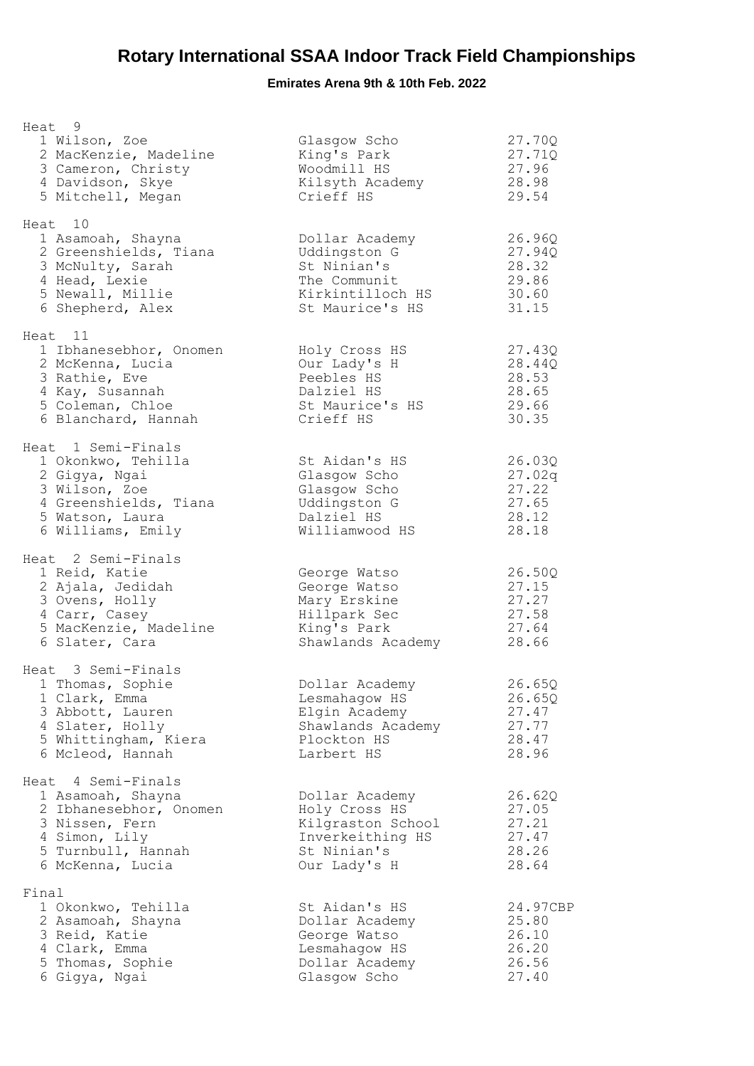# Rotary International SSAA Indoor Track Field Championships

### Emirates Arena 9th & 10th Feb. 2022

**Heat 9**

| Pos | Name | School | Time |
|---|---|---|---|
| 1 | Wilson, Zoe | Glasgow Scho | 27.70Q |
| 2 | MacKenzie, Madeline | King's Park | 27.71Q |
| 3 | Cameron, Christy | Woodmill HS | 27.96 |
| 4 | Davidson, Skye | Kilsyth Academy | 28.98 |
| 5 | Mitchell, Megan | Crieff HS | 29.54 |

**Heat 10**

| Pos | Name | School | Time |
|---|---|---|---|
| 1 | Asamoah, Shayna | Dollar Academy | 26.96Q |
| 2 | Greenshields, Tiana | Uddingston G | 27.94Q |
| 3 | McNulty, Sarah | St Ninian's | 28.32 |
| 4 | Head, Lexie | The Communit | 29.86 |
| 5 | Newall, Millie | Kirkintilloch HS | 30.60 |
| 6 | Shepherd, Alex | St Maurice's HS | 31.15 |

**Heat 11**

| Pos | Name | School | Time |
|---|---|---|---|
| 1 | Ibhanesebhor, Onomen | Holy Cross HS | 27.43Q |
| 2 | McKenna, Lucia | Our Lady's H | 28.44Q |
| 3 | Rathie, Eve | Peebles HS | 28.53 |
| 4 | Kay, Susannah | Dalziel HS | 28.65 |
| 5 | Coleman, Chloe | St Maurice's HS | 29.66 |
| 6 | Blanchard, Hannah | Crieff HS | 30.35 |

**Heat 1 Semi-Finals**

| Pos | Name | School | Time |
|---|---|---|---|
| 1 | Okonkwo, Tehilla | St Aidan's HS | 26.03Q |
| 2 | Gigya, Ngai | Glasgow Scho | 27.02q |
| 3 | Wilson, Zoe | Glasgow Scho | 27.22 |
| 4 | Greenshields, Tiana | Uddingston G | 27.65 |
| 5 | Watson, Laura | Dalziel HS | 28.12 |
| 6 | Williams, Emily | Williamwood HS | 28.18 |

**Heat 2 Semi-Finals**

| Pos | Name | School | Time |
|---|---|---|---|
| 1 | Reid, Katie | George Watso | 26.50Q |
| 2 | Ajala, Jedidah | George Watso | 27.15 |
| 3 | Ovens, Holly | Mary Erskine | 27.27 |
| 4 | Carr, Casey | Hillpark Sec | 27.58 |
| 5 | MacKenzie, Madeline | King's Park | 27.64 |
| 6 | Slater, Cara | Shawlands Academy | 28.66 |

**Heat 3 Semi-Finals**

| Pos | Name | School | Time |
|---|---|---|---|
| 1 | Thomas, Sophie | Dollar Academy | 26.65Q |
| 1 | Clark, Emma | Lesmahagow HS | 26.65Q |
| 3 | Abbott, Lauren | Elgin Academy | 27.47 |
| 4 | Slater, Holly | Shawlands Academy | 27.77 |
| 5 | Whittingham, Kiera | Plockton HS | 28.47 |
| 6 | Mcleod, Hannah | Larbert HS | 28.96 |

**Heat 4 Semi-Finals**

| Pos | Name | School | Time |
|---|---|---|---|
| 1 | Asamoah, Shayna | Dollar Academy | 26.62Q |
| 2 | Ibhanesebhor, Onomen | Holy Cross HS | 27.05 |
| 3 | Nissen, Fern | Kilgraston School | 27.21 |
| 4 | Simon, Lily | Inverkeithing HS | 27.47 |
| 5 | Turnbull, Hannah | St Ninian's | 28.26 |
| 6 | McKenna, Lucia | Our Lady's H | 28.64 |

**Final**

| Pos | Name | School | Time |
|---|---|---|---|
| 1 | Okonkwo, Tehilla | St Aidan's HS | 24.97CBP |
| 2 | Asamoah, Shayna | Dollar Academy | 25.80 |
| 3 | Reid, Katie | George Watso | 26.10 |
| 4 | Clark, Emma | Lesmahagow HS | 26.20 |
| 5 | Thomas, Sophie | Dollar Academy | 26.56 |
| 6 | Gigya, Ngai | Glasgow Scho | 27.40 |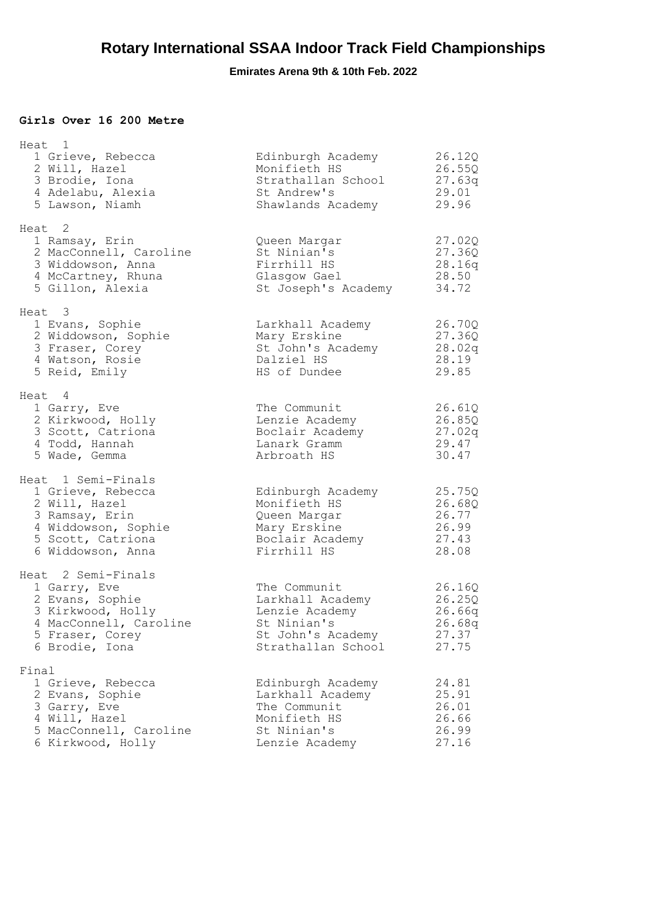# Rotary International SSAA Indoor Track Field Championships

**Emirates Arena 9th & 10th Feb. 2022**

### Girls Over 16 200 Metre

**Heat 1**

| Pos | Name | School | Time |
|---|---|---|---|
| 1 | Grieve, Rebecca | Edinburgh Academy | 26.12Q |
| 2 | Will, Hazel | Monifieth HS | 26.55Q |
| 3 | Brodie, Iona | Strathallan School | 27.63q |
| 4 | Adelabu, Alexia | St Andrew's | 29.01 |
| 5 | Lawson, Niamh | Shawlands Academy | 29.96 |

**Heat 2**

| Pos | Name | School | Time |
|---|---|---|---|
| 1 | Ramsay, Erin | Queen Margar | 27.02Q |
| 2 | MacConnell, Caroline | St Ninian's | 27.36Q |
| 3 | Widdowson, Anna | Firrhill HS | 28.16q |
| 4 | McCartney, Rhuna | Glasgow Gael | 28.50 |
| 5 | Gillon, Alexia | St Joseph's Academy | 34.72 |

**Heat 3**

| Pos | Name | School | Time |
|---|---|---|---|
| 1 | Evans, Sophie | Larkhall Academy | 26.70Q |
| 2 | Widdowson, Sophie | Mary Erskine | 27.36Q |
| 3 | Fraser, Corey | St John's Academy | 28.02q |
| 4 | Watson, Rosie | Dalziel HS | 28.19 |
| 5 | Reid, Emily | HS of Dundee | 29.85 |

**Heat 4**

| Pos | Name | School | Time |
|---|---|---|---|
| 1 | Garry, Eve | The Communit | 26.61Q |
| 2 | Kirkwood, Holly | Lenzie Academy | 26.85Q |
| 3 | Scott, Catriona | Boclair Academy | 27.02q |
| 4 | Todd, Hannah | Lanark Gramm | 29.47 |
| 5 | Wade, Gemma | Arbroath HS | 30.47 |

**Heat 1 Semi-Finals**

| Pos | Name | School | Time |
|---|---|---|---|
| 1 | Grieve, Rebecca | Edinburgh Academy | 25.75Q |
| 2 | Will, Hazel | Monifieth HS | 26.68Q |
| 3 | Ramsay, Erin | Queen Margar | 26.77 |
| 4 | Widdowson, Sophie | Mary Erskine | 26.99 |
| 5 | Scott, Catriona | Boclair Academy | 27.43 |
| 6 | Widdowson, Anna | Firrhill HS | 28.08 |

**Heat 2 Semi-Finals**

| Pos | Name | School | Time |
|---|---|---|---|
| 1 | Garry, Eve | The Communit | 26.16Q |
| 2 | Evans, Sophie | Larkhall Academy | 26.25Q |
| 3 | Kirkwood, Holly | Lenzie Academy | 26.66q |
| 4 | MacConnell, Caroline | St Ninian's | 26.68q |
| 5 | Fraser, Corey | St John's Academy | 27.37 |
| 6 | Brodie, Iona | Strathallan School | 27.75 |

**Final**

| Pos | Name | School | Time |
|---|---|---|---|
| 1 | Grieve, Rebecca | Edinburgh Academy | 24.81 |
| 2 | Evans, Sophie | Larkhall Academy | 25.91 |
| 3 | Garry, Eve | The Communit | 26.01 |
| 4 | Will, Hazel | Monifieth HS | 26.66 |
| 5 | MacConnell, Caroline | St Ninian's | 26.99 |
| 6 | Kirkwood, Holly | Lenzie Academy | 27.16 |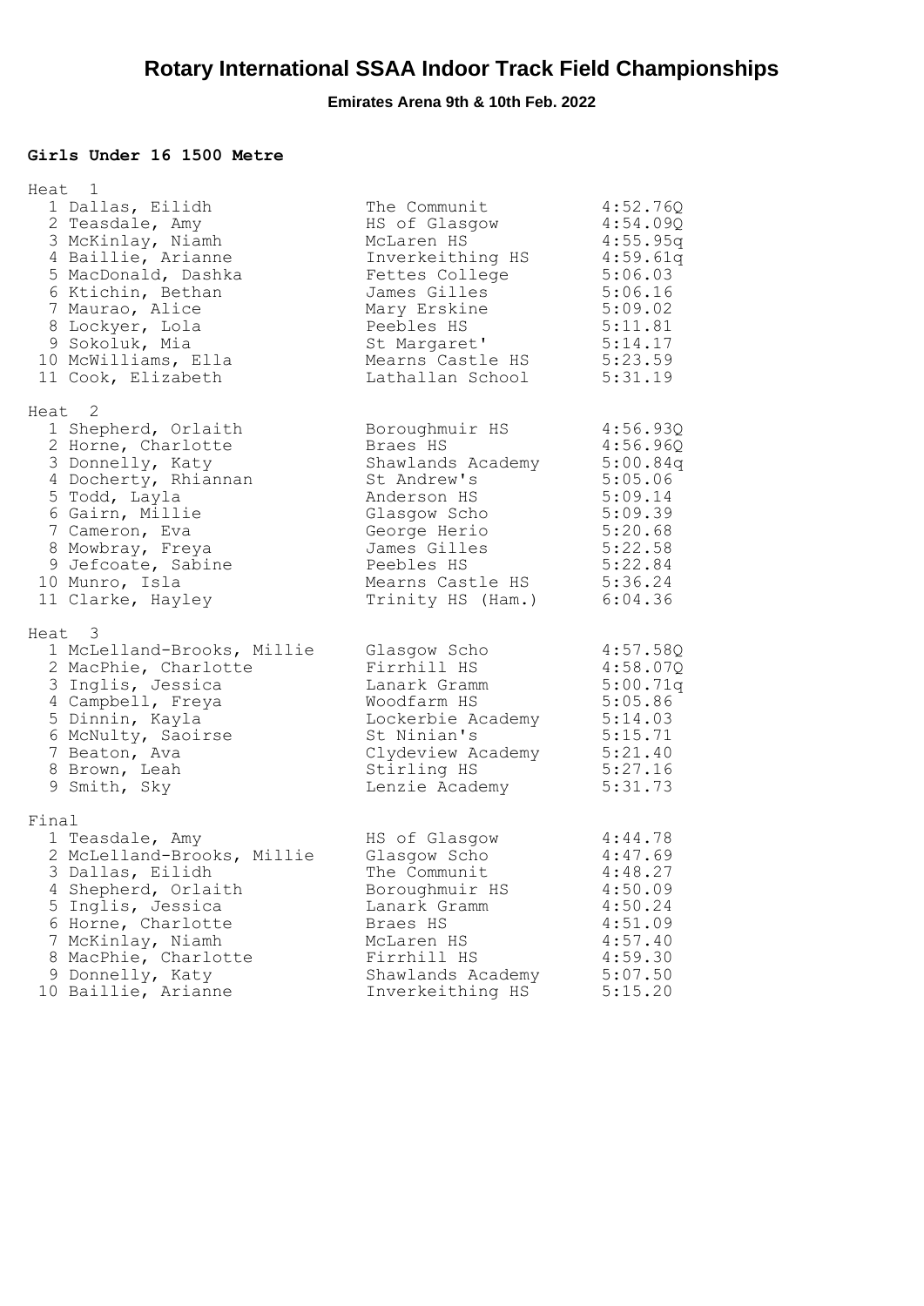# Rotary International SSAA Indoor Track Field Championships

**Emirates Arena 9th & 10th Feb. 2022**

### Girls Under 16 1500 Metre

**Heat 1**

| Pos | Name | School | Time |
|---|---|---|---|
| 1 | Dallas, Eilidh | The Communit | 4:52.76Q |
| 2 | Teasdale, Amy | HS of Glasgow | 4:54.09Q |
| 3 | McKinlay, Niamh | McLaren HS | 4:55.95q |
| 4 | Baillie, Arianne | Inverkeithing HS | 4:59.61q |
| 5 | MacDonald, Dashka | Fettes College | 5:06.03 |
| 6 | Ktichin, Bethan | James Gilles | 5:06.16 |
| 7 | Maurao, Alice | Mary Erskine | 5:09.02 |
| 8 | Lockyer, Lola | Peebles HS | 5:11.81 |
| 9 | Sokoluk, Mia | St Margaret' | 5:14.17 |
| 10 | McWilliams, Ella | Mearns Castle HS | 5:23.59 |
| 11 | Cook, Elizabeth | Lathallan School | 5:31.19 |

**Heat 2**

| Pos | Name | School | Time |
|---|---|---|---|
| 1 | Shepherd, Orlaith | Boroughmuir HS | 4:56.93Q |
| 2 | Horne, Charlotte | Braes HS | 4:56.96Q |
| 3 | Donnelly, Katy | Shawlands Academy | 5:00.84q |
| 4 | Docherty, Rhiannan | St Andrew's | 5:05.06 |
| 5 | Todd, Layla | Anderson HS | 5:09.14 |
| 6 | Gairn, Millie | Glasgow Scho | 5:09.39 |
| 7 | Cameron, Eva | George Herio | 5:20.68 |
| 8 | Mowbray, Freya | James Gilles | 5:22.58 |
| 9 | Jefcoate, Sabine | Peebles HS | 5:22.84 |
| 10 | Munro, Isla | Mearns Castle HS | 5:36.24 |
| 11 | Clarke, Hayley | Trinity HS (Ham.) | 6:04.36 |

**Heat 3**

| Pos | Name | School | Time |
|---|---|---|---|
| 1 | McLelland-Brooks, Millie | Glasgow Scho | 4:57.58Q |
| 2 | MacPhie, Charlotte | Firrhill HS | 4:58.07Q |
| 3 | Inglis, Jessica | Lanark Gramm | 5:00.71q |
| 4 | Campbell, Freya | Woodfarm HS | 5:05.86 |
| 5 | Dinnin, Kayla | Lockerbie Academy | 5:14.03 |
| 6 | McNulty, Saoirse | St Ninian's | 5:15.71 |
| 7 | Beaton, Ava | Clydeview Academy | 5:21.40 |
| 8 | Brown, Leah | Stirling HS | 5:27.16 |
| 9 | Smith, Sky | Lenzie Academy | 5:31.73 |

**Final**

| Pos | Name | School | Time |
|---|---|---|---|
| 1 | Teasdale, Amy | HS of Glasgow | 4:44.78 |
| 2 | McLelland-Brooks, Millie | Glasgow Scho | 4:47.69 |
| 3 | Dallas, Eilidh | The Communit | 4:48.27 |
| 4 | Shepherd, Orlaith | Boroughmuir HS | 4:50.09 |
| 5 | Inglis, Jessica | Lanark Gramm | 4:50.24 |
| 6 | Horne, Charlotte | Braes HS | 4:51.09 |
| 7 | McKinlay, Niamh | McLaren HS | 4:57.40 |
| 8 | MacPhie, Charlotte | Firrhill HS | 4:59.30 |
| 9 | Donnelly, Katy | Shawlands Academy | 5:07.50 |
| 10 | Baillie, Arianne | Inverkeithing HS | 5:15.20 |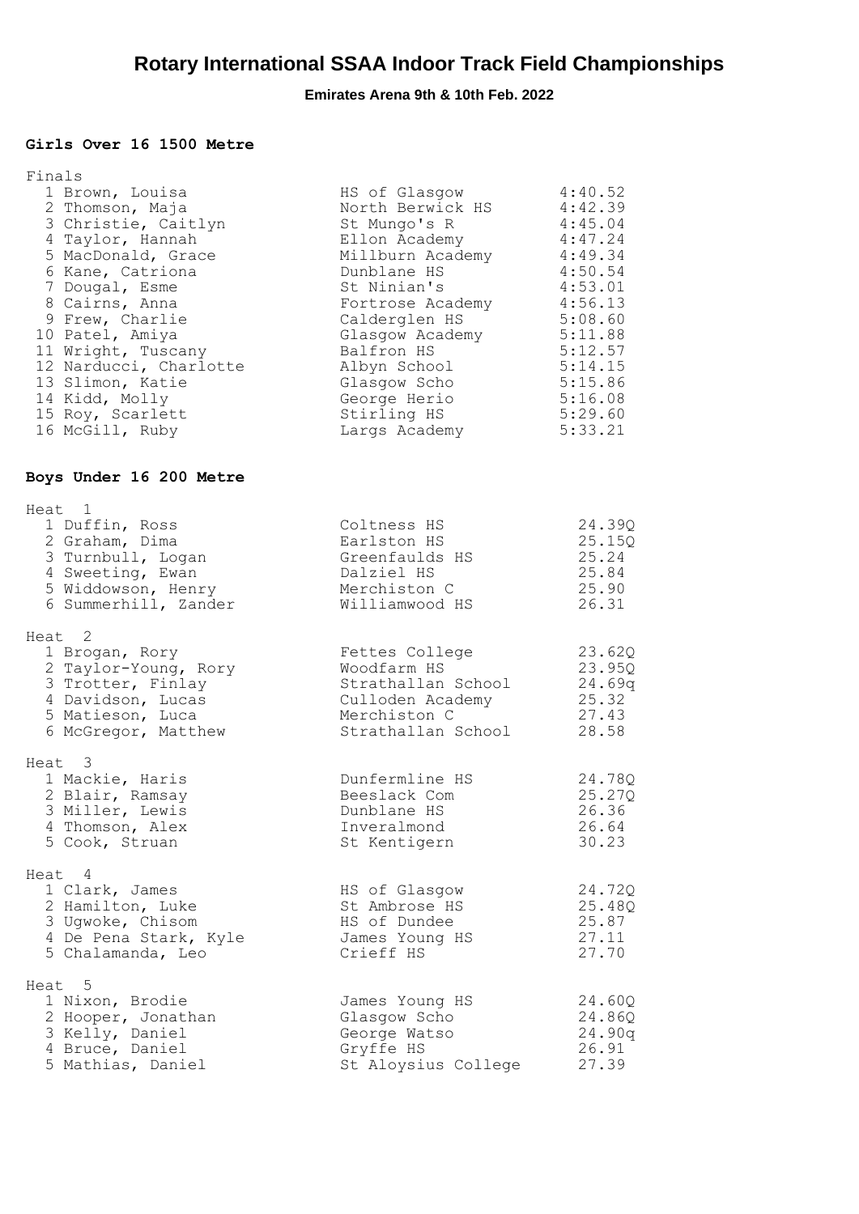# Rotary International SSAA Indoor Track Field Championships

**Emirates Arena 9th & 10th Feb. 2022**

### Girls Over 16 1500 Metre

Finals

| Place | Name | School | Time |
|---|---|---|---|
| 1 | Brown, Louisa | HS of Glasgow | 4:40.52 |
| 2 | Thomson, Maja | North Berwick HS | 4:42.39 |
| 3 | Christie, Caitlyn | St Mungo's R | 4:45.04 |
| 4 | Taylor, Hannah | Ellon Academy | 4:47.24 |
| 5 | MacDonald, Grace | Millburn Academy | 4:49.34 |
| 6 | Kane, Catriona | Dunblane HS | 4:50.54 |
| 7 | Dougal, Esme | St Ninian's | 4:53.01 |
| 8 | Cairns, Anna | Fortrose Academy | 4:56.13 |
| 9 | Frew, Charlie | Calderglen HS | 5:08.60 |
| 10 | Patel, Amiya | Glasgow Academy | 5:11.88 |
| 11 | Wright, Tuscany | Balfron HS | 5:12.57 |
| 12 | Narducci, Charlotte | Albyn School | 5:14.15 |
| 13 | Slimon, Katie | Glasgow Scho | 5:15.86 |
| 14 | Kidd, Molly | George Herio | 5:16.08 |
| 15 | Roy, Scarlett | Stirling HS | 5:29.60 |
| 16 | McGill, Ruby | Largs Academy | 5:33.21 |

### Boys Under 16 200 Metre

Heat 1

| Place | Name | School | Time |
|---|---|---|---|
| 1 | Duffin, Ross | Coltness HS | 24.39Q |
| 2 | Graham, Dima | Earlston HS | 25.15Q |
| 3 | Turnbull, Logan | Greenfaulds HS | 25.24 |
| 4 | Sweeting, Ewan | Dalziel HS | 25.84 |
| 5 | Widdowson, Henry | Merchiston C | 25.90 |
| 6 | Summerhill, Zander | Williamwood HS | 26.31 |

Heat 2

| Place | Name | School | Time |
|---|---|---|---|
| 1 | Brogan, Rory | Fettes College | 23.62Q |
| 2 | Taylor-Young, Rory | Woodfarm HS | 23.95Q |
| 3 | Trotter, Finlay | Strathallan School | 24.69q |
| 4 | Davidson, Lucas | Culloden Academy | 25.32 |
| 5 | Matieson, Luca | Merchiston C | 27.43 |
| 6 | McGregor, Matthew | Strathallan School | 28.58 |

Heat 3

| Place | Name | School | Time |
|---|---|---|---|
| 1 | Mackie, Haris | Dunfermline HS | 24.78Q |
| 2 | Blair, Ramsay | Beeslack Com | 25.27Q |
| 3 | Miller, Lewis | Dunblane HS | 26.36 |
| 4 | Thomson, Alex | Inveralmond | 26.64 |
| 5 | Cook, Struan | St Kentigern | 30.23 |

Heat 4

| Place | Name | School | Time |
|---|---|---|---|
| 1 | Clark, James | HS of Glasgow | 24.72Q |
| 2 | Hamilton, Luke | St Ambrose HS | 25.48Q |
| 3 | Ugwoke, Chisom | HS of Dundee | 25.87 |
| 4 | De Pena Stark, Kyle | James Young HS | 27.11 |
| 5 | Chalamanda, Leo | Crieff HS | 27.70 |

Heat 5

| Place | Name | School | Time |
|---|---|---|---|
| 1 | Nixon, Brodie | James Young HS | 24.60Q |
| 2 | Hooper, Jonathan | Glasgow Scho | 24.86Q |
| 3 | Kelly, Daniel | George Watso | 24.90q |
| 4 | Bruce, Daniel | Gryffe HS | 26.91 |
| 5 | Mathias, Daniel | St Aloysius College | 27.39 |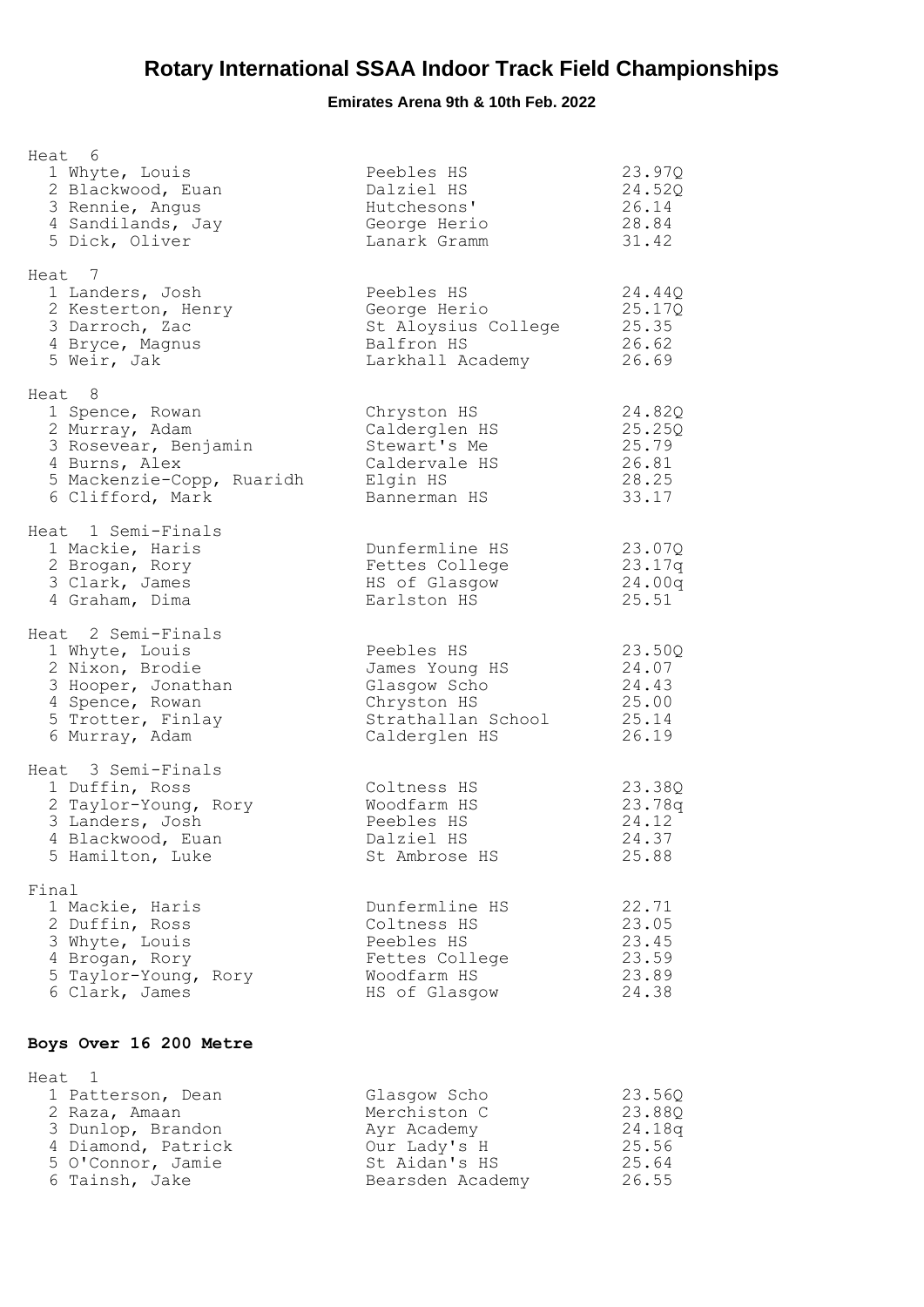# Rotary International SSAA Indoor Track Field Championships

**Emirates Arena 9th & 10th Feb. 2022**

Heat 6

| Pos | Name | School | Time |
|---|---|---|---|
| 1 | Whyte, Louis | Peebles HS | 23.97Q |
| 2 | Blackwood, Euan | Dalziel HS | 24.52Q |
| 3 | Rennie, Angus | Hutchesons' | 26.14 |
| 4 | Sandilands, Jay | George Herio | 28.84 |
| 5 | Dick, Oliver | Lanark Gramm | 31.42 |

Heat 7

| Pos | Name | School | Time |
|---|---|---|---|
| 1 | Landers, Josh | Peebles HS | 24.44Q |
| 2 | Kesterton, Henry | George Herio | 25.17Q |
| 3 | Darroch, Zac | St Aloysius College | 25.35 |
| 4 | Bryce, Magnus | Balfron HS | 26.62 |
| 5 | Weir, Jak | Larkhall Academy | 26.69 |

Heat 8

| Pos | Name | School | Time |
|---|---|---|---|
| 1 | Spence, Rowan | Chryston HS | 24.82Q |
| 2 | Murray, Adam | Calderglen HS | 25.25Q |
| 3 | Rosevear, Benjamin | Stewart's Me | 25.79 |
| 4 | Burns, Alex | Caldervale HS | 26.81 |
| 5 | Mackenzie-Copp, Ruaridh | Elgin HS | 28.25 |
| 6 | Clifford, Mark | Bannerman HS | 33.17 |

Heat 1 Semi-Finals

| Pos | Name | School | Time |
|---|---|---|---|
| 1 | Mackie, Haris | Dunfermline HS | 23.07Q |
| 2 | Brogan, Rory | Fettes College | 23.17q |
| 3 | Clark, James | HS of Glasgow | 24.00q |
| 4 | Graham, Dima | Earlston HS | 25.51 |

Heat 2 Semi-Finals

| Pos | Name | School | Time |
|---|---|---|---|
| 1 | Whyte, Louis | Peebles HS | 23.50Q |
| 2 | Nixon, Brodie | James Young HS | 24.07 |
| 3 | Hooper, Jonathan | Glasgow Scho | 24.43 |
| 4 | Spence, Rowan | Chryston HS | 25.00 |
| 5 | Trotter, Finlay | Strathallan School | 25.14 |
| 6 | Murray, Adam | Calderglen HS | 26.19 |

Heat 3 Semi-Finals

| Pos | Name | School | Time |
|---|---|---|---|
| 1 | Duffin, Ross | Coltness HS | 23.38Q |
| 2 | Taylor-Young, Rory | Woodfarm HS | 23.78q |
| 3 | Landers, Josh | Peebles HS | 24.12 |
| 4 | Blackwood, Euan | Dalziel HS | 24.37 |
| 5 | Hamilton, Luke | St Ambrose HS | 25.88 |

Final

| Pos | Name | School | Time |
|---|---|---|---|
| 1 | Mackie, Haris | Dunfermline HS | 22.71 |
| 2 | Duffin, Ross | Coltness HS | 23.05 |
| 3 | Whyte, Louis | Peebles HS | 23.45 |
| 4 | Brogan, Rory | Fettes College | 23.59 |
| 5 | Taylor-Young, Rory | Woodfarm HS | 23.89 |
| 6 | Clark, James | HS of Glasgow | 24.38 |

## Boys Over 16 200 Metre

Heat 1

| Pos | Name | School | Time |
|---|---|---|---|
| 1 | Patterson, Dean | Glasgow Scho | 23.56Q |
| 2 | Raza, Amaan | Merchiston C | 23.88Q |
| 3 | Dunlop, Brandon | Ayr Academy | 24.18q |
| 4 | Diamond, Patrick | Our Lady's H | 25.56 |
| 5 | O'Connor, Jamie | St Aidan's HS | 25.64 |
| 6 | Tainsh, Jake | Bearsden Academy | 26.55 |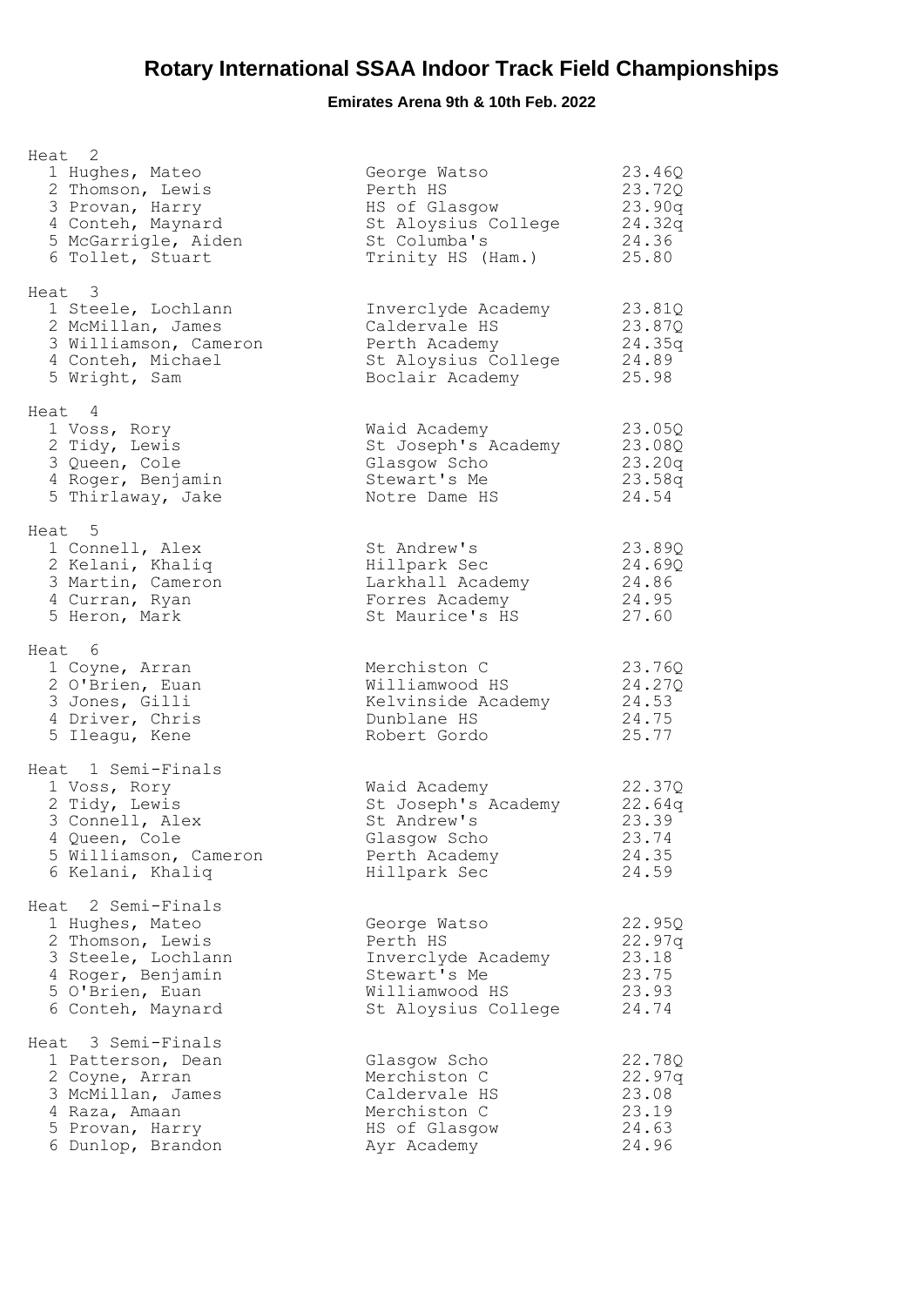# Rotary International SSAA Indoor Track Field Championships

**Emirates Arena 9th & 10th Feb. 2022**

### Heat 2

| Pos | Name | School | Time |
|---|---|---|---|
| 1 | Hughes, Mateo | George Watso | 23.46Q |
| 2 | Thomson, Lewis | Perth HS | 23.72Q |
| 3 | Provan, Harry | HS of Glasgow | 23.90q |
| 4 | Conteh, Maynard | St Aloysius College | 24.32q |
| 5 | McGarrigle, Aiden | St Columba's | 24.36 |
| 6 | Tollet, Stuart | Trinity HS (Ham.) | 25.80 |

### Heat 3

| Pos | Name | School | Time |
|---|---|---|---|
| 1 | Steele, Lochlann | Inverclyde Academy | 23.81Q |
| 2 | McMillan, James | Caldervale HS | 23.87Q |
| 3 | Williamson, Cameron | Perth Academy | 24.35q |
| 4 | Conteh, Michael | St Aloysius College | 24.89 |
| 5 | Wright, Sam | Boclair Academy | 25.98 |

### Heat 4

| Pos | Name | School | Time |
|---|---|---|---|
| 1 | Voss, Rory | Waid Academy | 23.05Q |
| 2 | Tidy, Lewis | St Joseph's Academy | 23.08Q |
| 3 | Queen, Cole | Glasgow Scho | 23.20q |
| 4 | Roger, Benjamin | Stewart's Me | 23.58q |
| 5 | Thirlaway, Jake | Notre Dame HS | 24.54 |

### Heat 5

| Pos | Name | School | Time |
|---|---|---|---|
| 1 | Connell, Alex | St Andrew's | 23.89Q |
| 2 | Kelani, Khaliq | Hillpark Sec | 24.69Q |
| 3 | Martin, Cameron | Larkhall Academy | 24.86 |
| 4 | Curran, Ryan | Forres Academy | 24.95 |
| 5 | Heron, Mark | St Maurice's HS | 27.60 |

### Heat 6

| Pos | Name | School | Time |
|---|---|---|---|
| 1 | Coyne, Arran | Merchiston C | 23.76Q |
| 2 | O'Brien, Euan | Williamwood HS | 24.27Q |
| 3 | Jones, Gilli | Kelvinside Academy | 24.53 |
| 4 | Driver, Chris | Dunblane HS | 24.75 |
| 5 | Ileagu, Kene | Robert Gordo | 25.77 |

### Heat 1 Semi-Finals

| Pos | Name | School | Time |
|---|---|---|---|
| 1 | Voss, Rory | Waid Academy | 22.37Q |
| 2 | Tidy, Lewis | St Joseph's Academy | 22.64q |
| 3 | Connell, Alex | St Andrew's | 23.39 |
| 4 | Queen, Cole | Glasgow Scho | 23.74 |
| 5 | Williamson, Cameron | Perth Academy | 24.35 |
| 6 | Kelani, Khaliq | Hillpark Sec | 24.59 |

### Heat 2 Semi-Finals

| Pos | Name | School | Time |
|---|---|---|---|
| 1 | Hughes, Mateo | George Watso | 22.95Q |
| 2 | Thomson, Lewis | Perth HS | 22.97q |
| 3 | Steele, Lochlann | Inverclyde Academy | 23.18 |
| 4 | Roger, Benjamin | Stewart's Me | 23.75 |
| 5 | O'Brien, Euan | Williamwood HS | 23.93 |
| 6 | Conteh, Maynard | St Aloysius College | 24.74 |

### Heat 3 Semi-Finals

| Pos | Name | School | Time |
|---|---|---|---|
| 1 | Patterson, Dean | Glasgow Scho | 22.78Q |
| 2 | Coyne, Arran | Merchiston C | 22.97q |
| 3 | McMillan, James | Caldervale HS | 23.08 |
| 4 | Raza, Amaan | Merchiston C | 23.19 |
| 5 | Provan, Harry | HS of Glasgow | 24.63 |
| 6 | Dunlop, Brandon | Ayr Academy | 24.96 |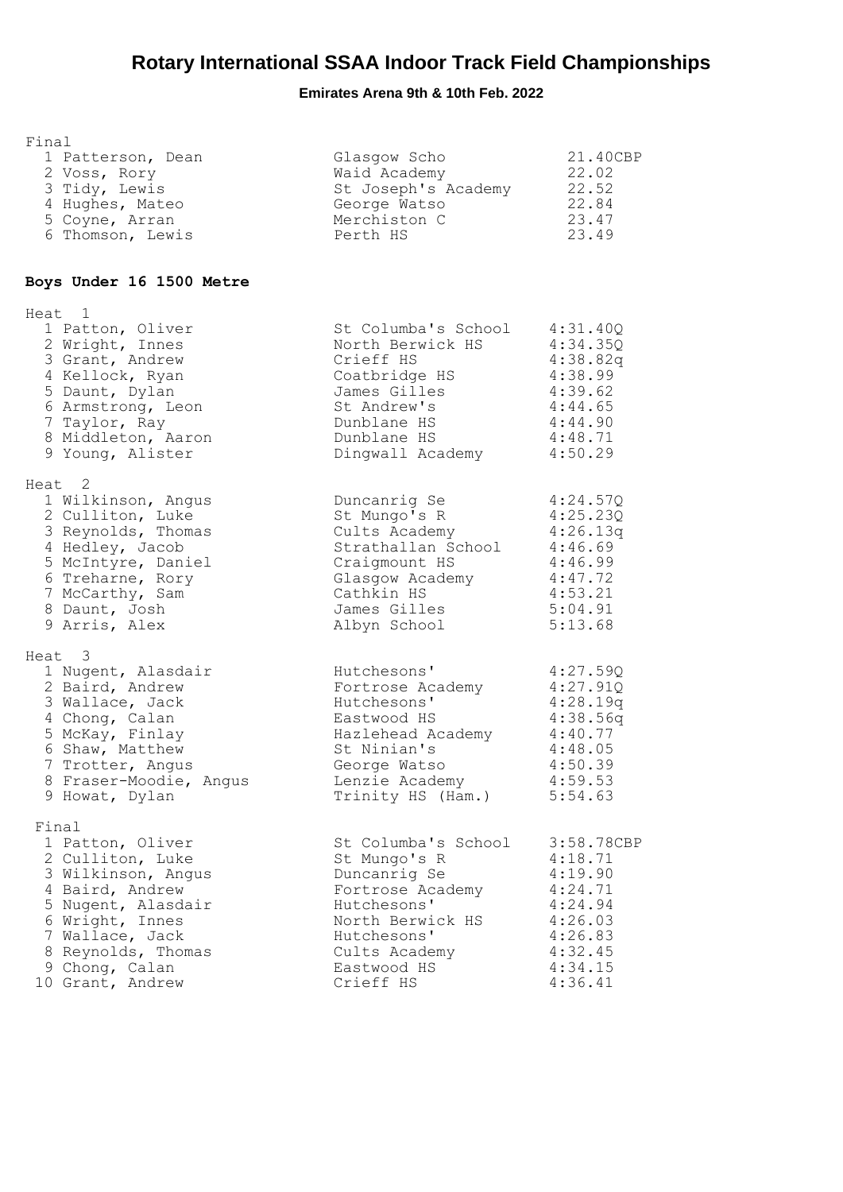# Rotary International SSAA Indoor Track Field Championships

**Emirates Arena 9th & 10th Feb. 2022**

Final

| Pos | Name | School | Time |
|---|---|---|---|
| 1 | Patterson, Dean | Glasgow Scho | 21.40CBP |
| 2 | Voss, Rory | Waid Academy | 22.02 |
| 3 | Tidy, Lewis | St Joseph's Academy | 22.52 |
| 4 | Hughes, Mateo | George Watso | 22.84 |
| 5 | Coyne, Arran | Merchiston C | 23.47 |
| 6 | Thomson, Lewis | Perth HS | 23.49 |

## Boys Under 16 1500 Metre

Heat 1

| Pos | Name | School | Time |
|---|---|---|---|
| 1 | Patton, Oliver | St Columba's School | 4:31.40Q |
| 2 | Wright, Innes | North Berwick HS | 4:34.35Q |
| 3 | Grant, Andrew | Crieff HS | 4:38.82q |
| 4 | Kellock, Ryan | Coatbridge HS | 4:38.99 |
| 5 | Daunt, Dylan | James Gilles | 4:39.62 |
| 6 | Armstrong, Leon | St Andrew's | 4:44.65 |
| 7 | Taylor, Ray | Dunblane HS | 4:44.90 |
| 8 | Middleton, Aaron | Dunblane HS | 4:48.71 |
| 9 | Young, Alister | Dingwall Academy | 4:50.29 |

Heat 2

| Pos | Name | School | Time |
|---|---|---|---|
| 1 | Wilkinson, Angus | Duncanrig Se | 4:24.57Q |
| 2 | Culliton, Luke | St Mungo's R | 4:25.23Q |
| 3 | Reynolds, Thomas | Cults Academy | 4:26.13q |
| 4 | Hedley, Jacob | Strathallan School | 4:46.69 |
| 5 | McIntyre, Daniel | Craigmount HS | 4:46.99 |
| 6 | Treharne, Rory | Glasgow Academy | 4:47.72 |
| 7 | McCarthy, Sam | Cathkin HS | 4:53.21 |
| 8 | Daunt, Josh | James Gilles | 5:04.91 |
| 9 | Arris, Alex | Albyn School | 5:13.68 |

Heat 3

| Pos | Name | School | Time |
|---|---|---|---|
| 1 | Nugent, Alasdair | Hutchesons' | 4:27.59Q |
| 2 | Baird, Andrew | Fortrose Academy | 4:27.91Q |
| 3 | Wallace, Jack | Hutchesons' | 4:28.19q |
| 4 | Chong, Calan | Eastwood HS | 4:38.56q |
| 5 | McKay, Finlay | Hazlehead Academy | 4:40.77 |
| 6 | Shaw, Matthew | St Ninian's | 4:48.05 |
| 7 | Trotter, Angus | George Watso | 4:50.39 |
| 8 | Fraser-Moodie, Angus | Lenzie Academy | 4:59.53 |
| 9 | Howat, Dylan | Trinity HS (Ham.) | 5:54.63 |

Final

| Pos | Name | School | Time |
|---|---|---|---|
| 1 | Patton, Oliver | St Columba's School | 3:58.78CBP |
| 2 | Culliton, Luke | St Mungo's R | 4:18.71 |
| 3 | Wilkinson, Angus | Duncanrig Se | 4:19.90 |
| 4 | Baird, Andrew | Fortrose Academy | 4:24.71 |
| 5 | Nugent, Alasdair | Hutchesons' | 4:24.94 |
| 6 | Wright, Innes | North Berwick HS | 4:26.03 |
| 7 | Wallace, Jack | Hutchesons' | 4:26.83 |
| 8 | Reynolds, Thomas | Cults Academy | 4:32.45 |
| 9 | Chong, Calan | Eastwood HS | 4:34.15 |
| 10 | Grant, Andrew | Crieff HS | 4:36.41 |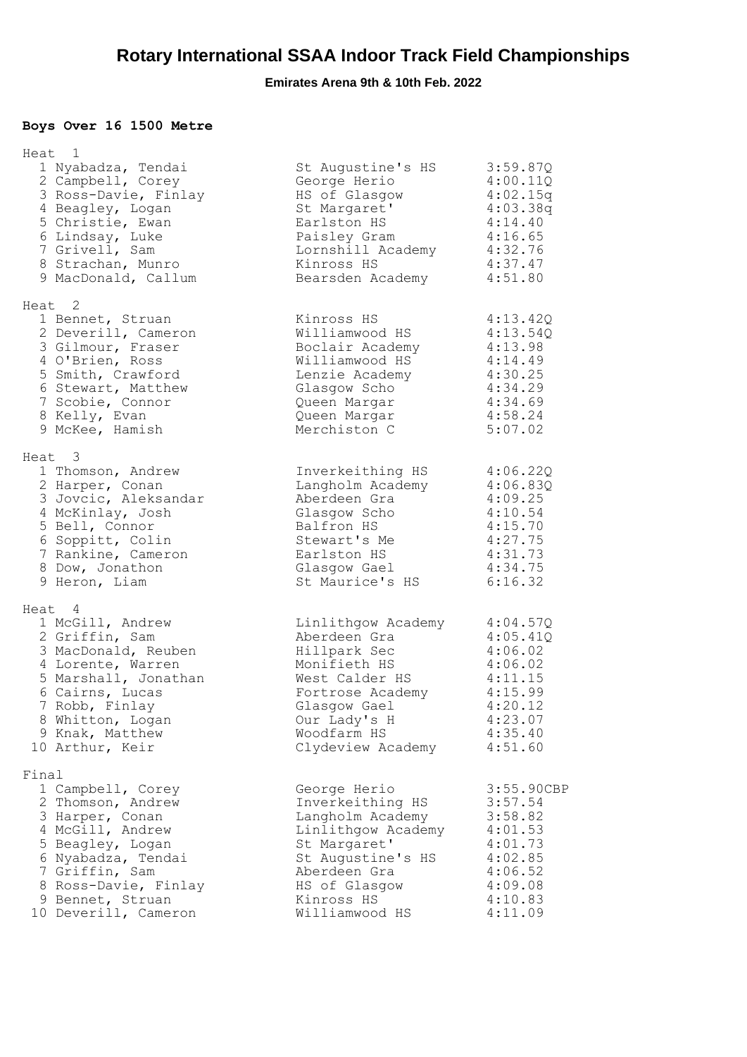# Rotary International SSAA Indoor Track Field Championships

**Emirates Arena 9th & 10th Feb. 2022**

### Boys Over 16 1500 Metre

**Heat 1**

| Pos | Name | School | Time |
|---|---|---|---|
| 1 | Nyabadza, Tendai | St Augustine's HS | 3:59.87Q |
| 2 | Campbell, Corey | George Herio | 4:00.11Q |
| 3 | Ross-Davie, Finlay | HS of Glasgow | 4:02.15q |
| 4 | Beagley, Logan | St Margaret' | 4:03.38q |
| 5 | Christie, Ewan | Earlston HS | 4:14.40 |
| 6 | Lindsay, Luke | Paisley Gram | 4:16.65 |
| 7 | Grivell, Sam | Lornshill Academy | 4:32.76 |
| 8 | Strachan, Munro | Kinross HS | 4:37.47 |
| 9 | MacDonald, Callum | Bearsden Academy | 4:51.80 |

**Heat 2**

| Pos | Name | School | Time |
|---|---|---|---|
| 1 | Bennet, Struan | Kinross HS | 4:13.42Q |
| 2 | Deverill, Cameron | Williamwood HS | 4:13.54Q |
| 3 | Gilmour, Fraser | Boclair Academy | 4:13.98 |
| 4 | O'Brien, Ross | Williamwood HS | 4:14.49 |
| 5 | Smith, Crawford | Lenzie Academy | 4:30.25 |
| 6 | Stewart, Matthew | Glasgow Scho | 4:34.29 |
| 7 | Scobie, Connor | Queen Margar | 4:34.69 |
| 8 | Kelly, Evan | Queen Margar | 4:58.24 |
| 9 | McKee, Hamish | Merchiston C | 5:07.02 |

**Heat 3**

| Pos | Name | School | Time |
|---|---|---|---|
| 1 | Thomson, Andrew | Inverkeithing HS | 4:06.22Q |
| 2 | Harper, Conan | Langholm Academy | 4:06.83Q |
| 3 | Jovcic, Aleksandar | Aberdeen Gra | 4:09.25 |
| 4 | McKinlay, Josh | Glasgow Scho | 4:10.54 |
| 5 | Bell, Connor | Balfron HS | 4:15.70 |
| 6 | Soppitt, Colin | Stewart's Me | 4:27.75 |
| 7 | Rankine, Cameron | Earlston HS | 4:31.73 |
| 8 | Dow, Jonathon | Glasgow Gael | 4:34.75 |
| 9 | Heron, Liam | St Maurice's HS | 6:16.32 |

**Heat 4**

| Pos | Name | School | Time |
|---|---|---|---|
| 1 | McGill, Andrew | Linlithgow Academy | 4:04.57Q |
| 2 | Griffin, Sam | Aberdeen Gra | 4:05.41Q |
| 3 | MacDonald, Reuben | Hillpark Sec | 4:06.02 |
| 4 | Lorente, Warren | Monifieth HS | 4:06.02 |
| 5 | Marshall, Jonathan | West Calder HS | 4:11.15 |
| 6 | Cairns, Lucas | Fortrose Academy | 4:15.99 |
| 7 | Robb, Finlay | Glasgow Gael | 4:20.12 |
| 8 | Whitton, Logan | Our Lady's H | 4:23.07 |
| 9 | Knak, Matthew | Woodfarm HS | 4:35.40 |
| 10 | Arthur, Keir | Clydeview Academy | 4:51.60 |

**Final**

| Pos | Name | School | Time |
|---|---|---|---|
| 1 | Campbell, Corey | George Herio | 3:55.90CBP |
| 2 | Thomson, Andrew | Inverkeithing HS | 3:57.54 |
| 3 | Harper, Conan | Langholm Academy | 3:58.82 |
| 4 | McGill, Andrew | Linlithgow Academy | 4:01.53 |
| 5 | Beagley, Logan | St Margaret' | 4:01.73 |
| 6 | Nyabadza, Tendai | St Augustine's HS | 4:02.85 |
| 7 | Griffin, Sam | Aberdeen Gra | 4:06.52 |
| 8 | Ross-Davie, Finlay | HS of Glasgow | 4:09.08 |
| 9 | Bennet, Struan | Kinross HS | 4:10.83 |
| 10 | Deverill, Cameron | Williamwood HS | 4:11.09 |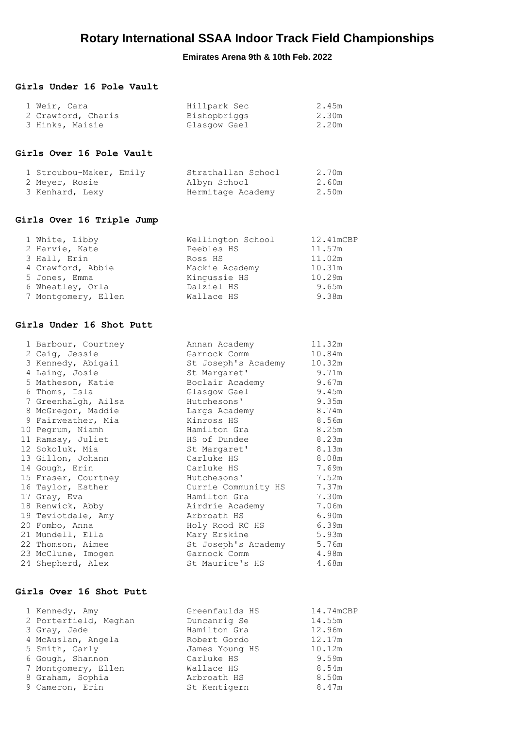# Rotary International SSAA Indoor Track Field Championships

**Emirates Arena 9th & 10th Feb. 2022**

### Girls Under 16 Pole Vault

| Pos | Name | School | Mark |
|---|---|---|---|
| 1 | Weir, Cara | Hillpark Sec | 2.45m |
| 2 | Crawford, Charis | Bishopbriggs | 2.30m |
| 3 | Hinks, Maisie | Glasgow Gael | 2.20m |

### Girls Over 16 Pole Vault

| Pos | Name | School | Mark |
|---|---|---|---|
| 1 | Stroubou-Maker, Emily | Strathallan School | 2.70m |
| 2 | Meyer, Rosie | Albyn School | 2.60m |
| 3 | Kenhard, Lexy | Hermitage Academy | 2.50m |

### Girls Over 16 Triple Jump

| Pos | Name | School | Mark |
|---|---|---|---|
| 1 | White, Libby | Wellington School | 12.41mCBP |
| 2 | Harvie, Kate | Peebles HS | 11.57m |
| 3 | Hall, Erin | Ross HS | 11.02m |
| 4 | Crawford, Abbie | Mackie Academy | 10.31m |
| 5 | Jones, Emma | Kingussie HS | 10.29m |
| 6 | Wheatley, Orla | Dalziel HS | 9.65m |
| 7 | Montgomery, Ellen | Wallace HS | 9.38m |

### Girls Under 16 Shot Putt

| Pos | Name | School | Mark |
|---|---|---|---|
| 1 | Barbour, Courtney | Annan Academy | 11.32m |
| 2 | Caig, Jessie | Garnock Comm | 10.84m |
| 3 | Kennedy, Abigail | St Joseph's Academy | 10.32m |
| 4 | Laing, Josie | St Margaret' | 9.71m |
| 5 | Matheson, Katie | Boclair Academy | 9.67m |
| 6 | Thoms, Isla | Glasgow Gael | 9.45m |
| 7 | Greenhalgh, Ailsa | Hutchesons' | 9.35m |
| 8 | McGregor, Maddie | Largs Academy | 8.74m |
| 9 | Fairweather, Mia | Kinross HS | 8.56m |
| 10 | Pegrum, Niamh | Hamilton Gra | 8.25m |
| 11 | Ramsay, Juliet | HS of Dundee | 8.23m |
| 12 | Sokoluk, Mia | St Margaret' | 8.13m |
| 13 | Gillon, Johann | Carluke HS | 8.08m |
| 14 | Gough, Erin | Carluke HS | 7.69m |
| 15 | Fraser, Courtney | Hutchesons' | 7.52m |
| 16 | Taylor, Esther | Currie Community HS | 7.37m |
| 17 | Gray, Eva | Hamilton Gra | 7.30m |
| 18 | Renwick, Abby | Airdrie Academy | 7.06m |
| 19 | Teviotdale, Amy | Arbroath HS | 6.90m |
| 20 | Fombo, Anna | Holy Rood RC HS | 6.39m |
| 21 | Mundell, Ella | Mary Erskine | 5.93m |
| 22 | Thomson, Aimee | St Joseph's Academy | 5.76m |
| 23 | McClune, Imogen | Garnock Comm | 4.98m |
| 24 | Shepherd, Alex | St Maurice's HS | 4.68m |

### Girls Over 16 Shot Putt

| Pos | Name | School | Mark |
|---|---|---|---|
| 1 | Kennedy, Amy | Greenfaulds HS | 14.74mCBP |
| 2 | Porterfield, Meghan | Duncanrig Se | 14.55m |
| 3 | Gray, Jade | Hamilton Gra | 12.96m |
| 4 | McAuslan, Angela | Robert Gordo | 12.17m |
| 5 | Smith, Carly | James Young HS | 10.12m |
| 6 | Gough, Shannon | Carluke HS | 9.59m |
| 7 | Montgomery, Ellen | Wallace HS | 8.54m |
| 8 | Graham, Sophia | Arbroath HS | 8.50m |
| 9 | Cameron, Erin | St Kentigern | 8.47m |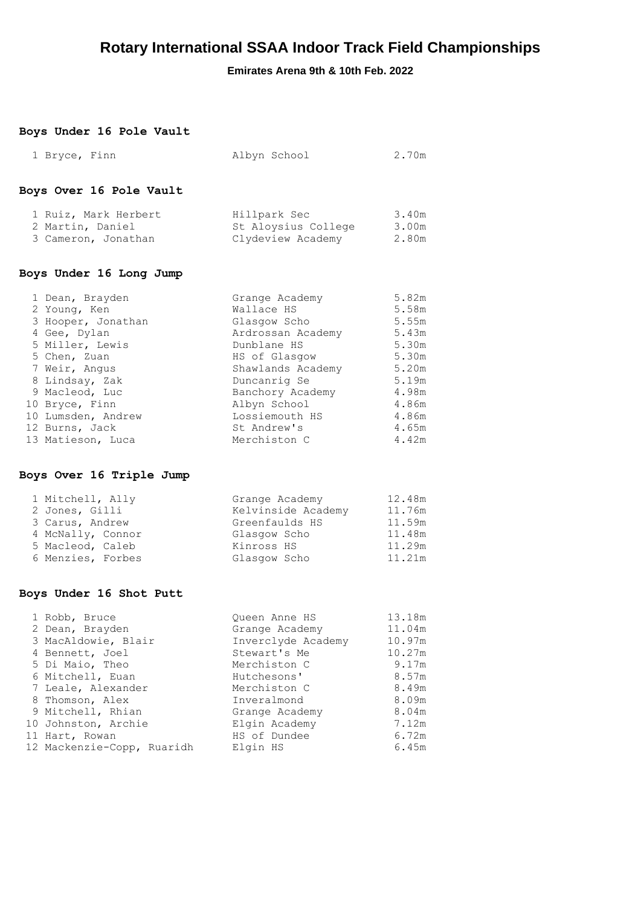# Rotary International SSAA Indoor Track Field Championships

**Emirates Arena 9th & 10th Feb. 2022**

## Boys Under 16 Pole Vault

| | | | |
|---|---|---|---|
| 1 | Bryce, Finn | Albyn School | 2.70m |

## Boys Over 16 Pole Vault

| | | | |
|---|---|---|---|
| 1 | Ruiz, Mark Herbert | Hillpark Sec | 3.40m |
| 2 | Martin, Daniel | St Aloysius College | 3.00m |
| 3 | Cameron, Jonathan | Clydeview Academy | 2.80m |

## Boys Under 16 Long Jump

| | | | |
|---|---|---|---|
| 1 | Dean, Brayden | Grange Academy | 5.82m |
| 2 | Young, Ken | Wallace HS | 5.58m |
| 3 | Hooper, Jonathan | Glasgow Scho | 5.55m |
| 4 | Gee, Dylan | Ardrossan Academy | 5.43m |
| 5 | Miller, Lewis | Dunblane HS | 5.30m |
| 5 | Chen, Zuan | HS of Glasgow | 5.30m |
| 7 | Weir, Angus | Shawlands Academy | 5.20m |
| 8 | Lindsay, Zak | Duncanrig Se | 5.19m |
| 9 | Macleod, Luc | Banchory Academy | 4.98m |
| 10 | Bryce, Finn | Albyn School | 4.86m |
| 10 | Lumsden, Andrew | Lossiemouth HS | 4.86m |
| 12 | Burns, Jack | St Andrew's | 4.65m |
| 13 | Matieson, Luca | Merchiston C | 4.42m |

## Boys Over 16 Triple Jump

| | | | |
|---|---|---|---|
| 1 | Mitchell, Ally | Grange Academy | 12.48m |
| 2 | Jones, Gilli | Kelvinside Academy | 11.76m |
| 3 | Carus, Andrew | Greenfaulds HS | 11.59m |
| 4 | McNally, Connor | Glasgow Scho | 11.48m |
| 5 | Macleod, Caleb | Kinross HS | 11.29m |
| 6 | Menzies, Forbes | Glasgow Scho | 11.21m |

## Boys Under 16 Shot Putt

| | | | |
|---|---|---|---|
| 1 | Robb, Bruce | Queen Anne HS | 13.18m |
| 2 | Dean, Brayden | Grange Academy | 11.04m |
| 3 | MacAldowie, Blair | Inverclyde Academy | 10.97m |
| 4 | Bennett, Joel | Stewart's Me | 10.27m |
| 5 | Di Maio, Theo | Merchiston C | 9.17m |
| 6 | Mitchell, Euan | Hutchesons' | 8.57m |
| 7 | Leale, Alexander | Merchiston C | 8.49m |
| 8 | Thomson, Alex | Inveralmond | 8.09m |
| 9 | Mitchell, Rhian | Grange Academy | 8.04m |
| 10 | Johnston, Archie | Elgin Academy | 7.12m |
| 11 | Hart, Rowan | HS of Dundee | 6.72m |
| 12 | Mackenzie-Copp, Ruaridh | Elgin HS | 6.45m |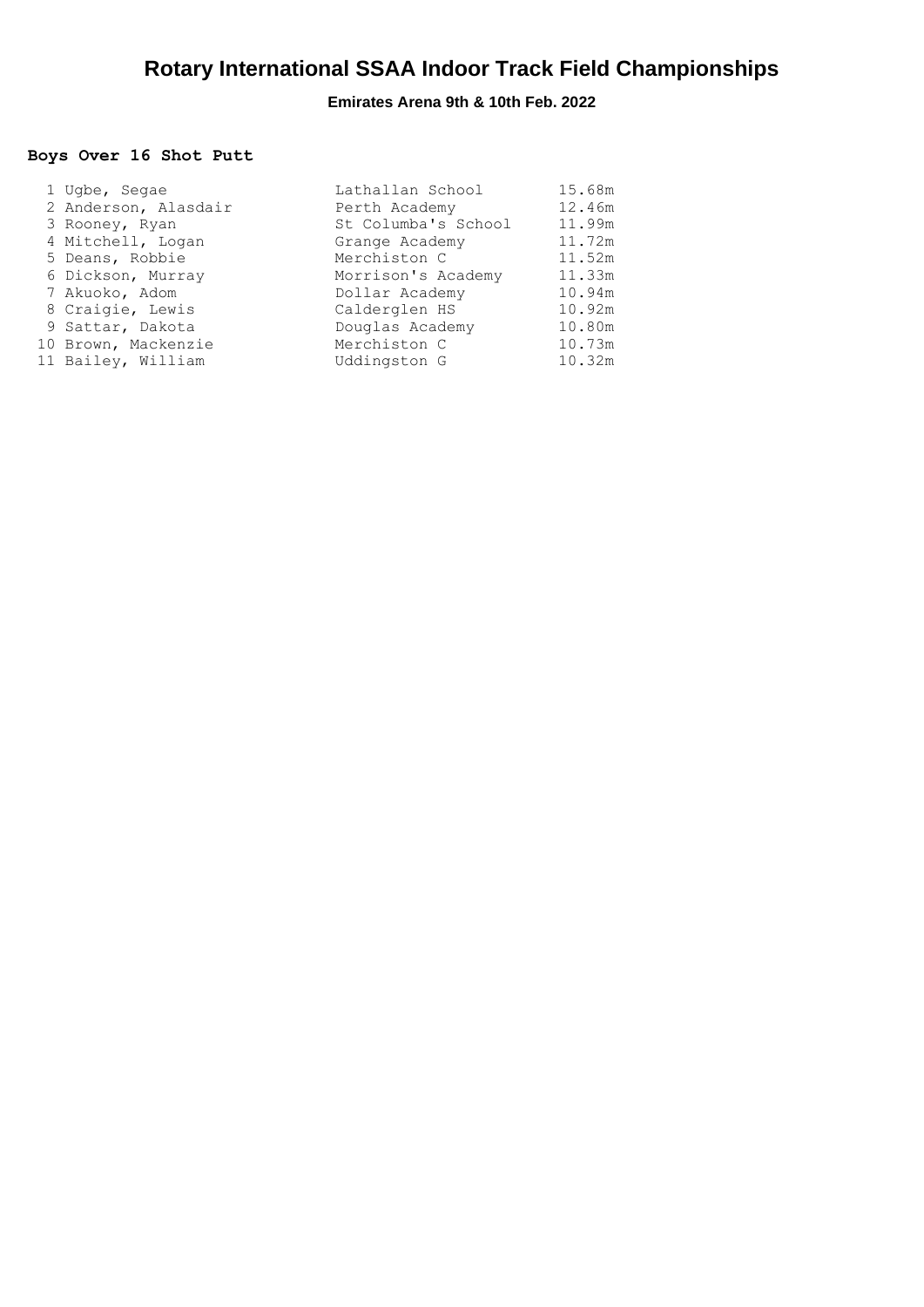# Rotary International SSAA Indoor Track Field Championships

**Emirates Arena 9th & 10th Feb. 2022**

### Boys Over 16 Shot Putt

| Pos | Name | School | Distance |
|---|---|---|---|
| 1 | Ugbe, Segae | Lathallan School | 15.68m |
| 2 | Anderson, Alasdair | Perth Academy | 12.46m |
| 3 | Rooney, Ryan | St Columba's School | 11.99m |
| 4 | Mitchell, Logan | Grange Academy | 11.72m |
| 5 | Deans, Robbie | Merchiston C | 11.52m |
| 6 | Dickson, Murray | Morrison's Academy | 11.33m |
| 7 | Akuoko, Adom | Dollar Academy | 10.94m |
| 8 | Craigie, Lewis | Calderglen HS | 10.92m |
| 9 | Sattar, Dakota | Douglas Academy | 10.80m |
| 10 | Brown, Mackenzie | Merchiston C | 10.73m |
| 11 | Bailey, William | Uddingston G | 10.32m |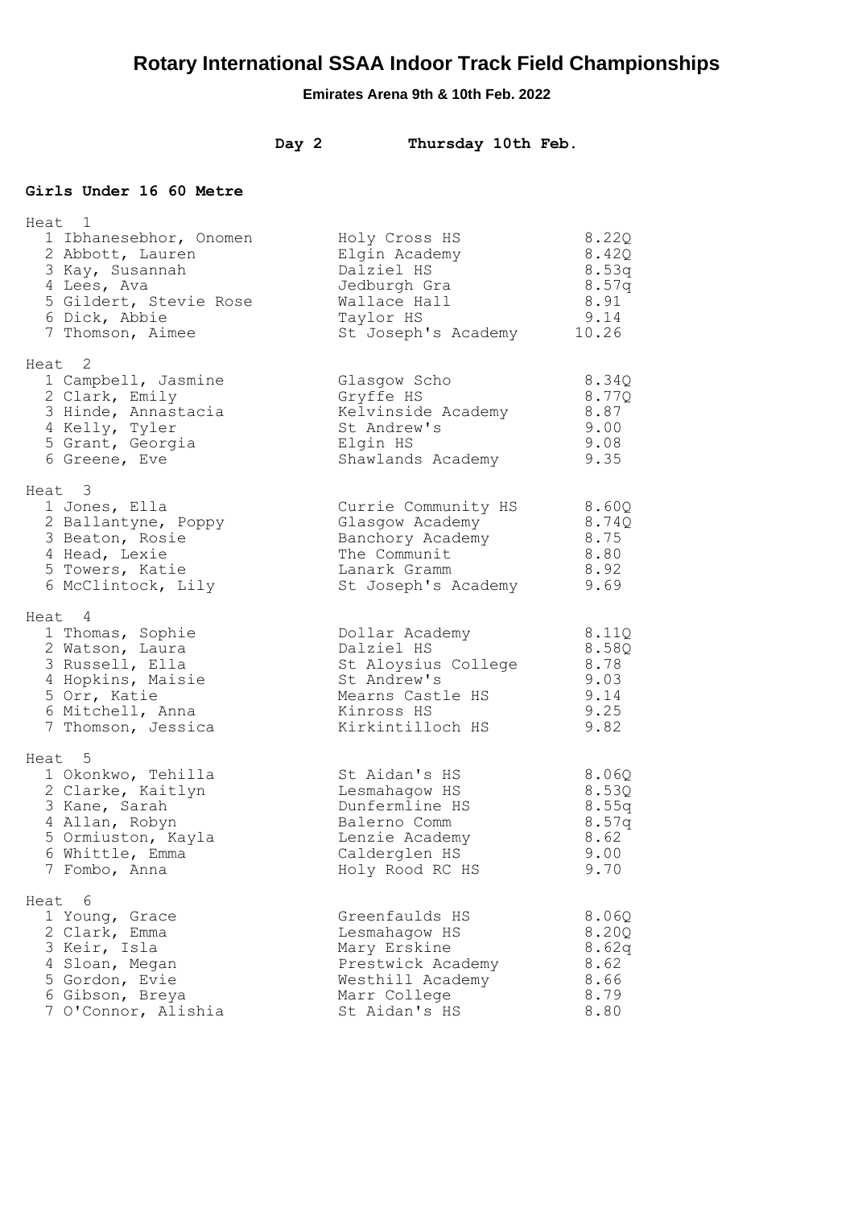# Rotary International SSAA Indoor Track Field Championships

**Emirates Arena 9th & 10th Feb. 2022**

**Day 2 Thursday 10th Feb.**

### Girls Under 16 60 Metre

Heat 1

| Pos | Name | School | Time |
|---|---|---|---|
| 1 | Ibhanesebhor, Onomen | Holy Cross HS | 8.22Q |
| 2 | Abbott, Lauren | Elgin Academy | 8.42Q |
| 3 | Kay, Susannah | Dalziel HS | 8.53q |
| 4 | Lees, Ava | Jedburgh Gra | 8.57q |
| 5 | Gildert, Stevie Rose | Wallace Hall | 8.91 |
| 6 | Dick, Abbie | Taylor HS | 9.14 |
| 7 | Thomson, Aimee | St Joseph's Academy | 10.26 |

Heat 2

| Pos | Name | School | Time |
|---|---|---|---|
| 1 | Campbell, Jasmine | Glasgow Scho | 8.34Q |
| 2 | Clark, Emily | Gryffe HS | 8.77Q |
| 3 | Hinde, Annastacia | Kelvinside Academy | 8.87 |
| 4 | Kelly, Tyler | St Andrew's | 9.00 |
| 5 | Grant, Georgia | Elgin HS | 9.08 |
| 6 | Greene, Eve | Shawlands Academy | 9.35 |

Heat 3

| Pos | Name | School | Time |
|---|---|---|---|
| 1 | Jones, Ella | Currie Community HS | 8.60Q |
| 2 | Ballantyne, Poppy | Glasgow Academy | 8.74Q |
| 3 | Beaton, Rosie | Banchory Academy | 8.75 |
| 4 | Head, Lexie | The Communit | 8.80 |
| 5 | Towers, Katie | Lanark Gramm | 8.92 |
| 6 | McClintock, Lily | St Joseph's Academy | 9.69 |

Heat 4

| Pos | Name | School | Time |
|---|---|---|---|
| 1 | Thomas, Sophie | Dollar Academy | 8.11Q |
| 2 | Watson, Laura | Dalziel HS | 8.58Q |
| 3 | Russell, Ella | St Aloysius College | 8.78 |
| 4 | Hopkins, Maisie | St Andrew's | 9.03 |
| 5 | Orr, Katie | Mearns Castle HS | 9.14 |
| 6 | Mitchell, Anna | Kinross HS | 9.25 |
| 7 | Thomson, Jessica | Kirkintilloch HS | 9.82 |

Heat 5

| Pos | Name | School | Time |
|---|---|---|---|
| 1 | Okonkwo, Tehilla | St Aidan's HS | 8.06Q |
| 2 | Clarke, Kaitlyn | Lesmahagow HS | 8.53Q |
| 3 | Kane, Sarah | Dunfermline HS | 8.55q |
| 4 | Allan, Robyn | Balerno Comm | 8.57q |
| 5 | Ormiuston, Kayla | Lenzie Academy | 8.62 |
| 6 | Whittle, Emma | Calderglen HS | 9.00 |
| 7 | Fombo, Anna | Holy Rood RC HS | 9.70 |

Heat 6

| Pos | Name | School | Time |
|---|---|---|---|
| 1 | Young, Grace | Greenfaulds HS | 8.06Q |
| 2 | Clark, Emma | Lesmahagow HS | 8.20Q |
| 3 | Keir, Isla | Mary Erskine | 8.62q |
| 4 | Sloan, Megan | Prestwick Academy | 8.62 |
| 5 | Gordon, Evie | Westhill Academy | 8.66 |
| 6 | Gibson, Breya | Marr College | 8.79 |
| 7 | O'Connor, Alishia | St Aidan's HS | 8.80 |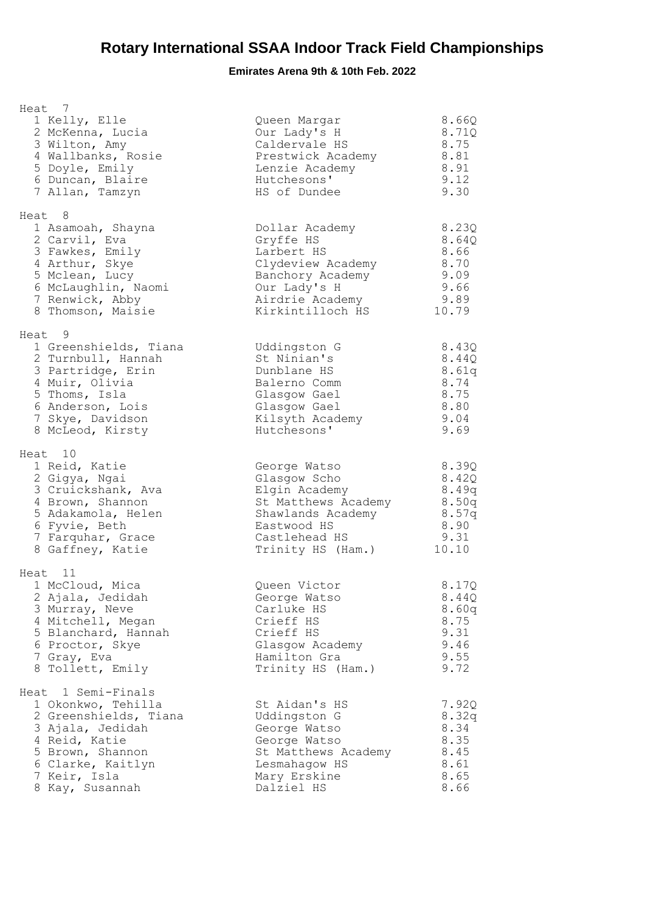# Rotary International SSAA Indoor Track Field Championships

**Emirates Arena 9th & 10th Feb. 2022**

### Heat 7

| Pos | Name | School | Time |
|---|---|---|---|
| 1 | Kelly, Elle | Queen Margar | 8.66Q |
| 2 | McKenna, Lucia | Our Lady's H | 8.71Q |
| 3 | Wilton, Amy | Caldervale HS | 8.75 |
| 4 | Wallbanks, Rosie | Prestwick Academy | 8.81 |
| 5 | Doyle, Emily | Lenzie Academy | 8.91 |
| 6 | Duncan, Blaire | Hutchesons' | 9.12 |
| 7 | Allan, Tamzyn | HS of Dundee | 9.30 |

### Heat 8

| Pos | Name | School | Time |
|---|---|---|---|
| 1 | Asamoah, Shayna | Dollar Academy | 8.23Q |
| 2 | Carvil, Eva | Gryffe HS | 8.64Q |
| 3 | Fawkes, Emily | Larbert HS | 8.66 |
| 4 | Arthur, Skye | Clydeview Academy | 8.70 |
| 5 | Mclean, Lucy | Banchory Academy | 9.09 |
| 6 | McLaughlin, Naomi | Our Lady's H | 9.66 |
| 7 | Renwick, Abby | Airdrie Academy | 9.89 |
| 8 | Thomson, Maisie | Kirkintilloch HS | 10.79 |

### Heat 9

| Pos | Name | School | Time |
|---|---|---|---|
| 1 | Greenshields, Tiana | Uddingston G | 8.43Q |
| 2 | Turnbull, Hannah | St Ninian's | 8.44Q |
| 3 | Partridge, Erin | Dunblane HS | 8.61q |
| 4 | Muir, Olivia | Balerno Comm | 8.74 |
| 5 | Thoms, Isla | Glasgow Gael | 8.75 |
| 6 | Anderson, Lois | Glasgow Gael | 8.80 |
| 7 | Skye, Davidson | Kilsyth Academy | 9.04 |
| 8 | McLeod, Kirsty | Hutchesons' | 9.69 |

### Heat 10

| Pos | Name | School | Time |
|---|---|---|---|
| 1 | Reid, Katie | George Watso | 8.39Q |
| 2 | Gigya, Ngai | Glasgow Scho | 8.42Q |
| 3 | Cruickshank, Ava | Elgin Academy | 8.49q |
| 4 | Brown, Shannon | St Matthews Academy | 8.50q |
| 5 | Adakamola, Helen | Shawlands Academy | 8.57q |
| 6 | Fyvie, Beth | Eastwood HS | 8.90 |
| 7 | Farquhar, Grace | Castlehead HS | 9.31 |
| 8 | Gaffney, Katie | Trinity HS (Ham.) | 10.10 |

### Heat 11

| Pos | Name | School | Time |
|---|---|---|---|
| 1 | McCloud, Mica | Queen Victor | 8.17Q |
| 2 | Ajala, Jedidah | George Watso | 8.44Q |
| 3 | Murray, Neve | Carluke HS | 8.60q |
| 4 | Mitchell, Megan | Crieff HS | 8.75 |
| 5 | Blanchard, Hannah | Crieff HS | 9.31 |
| 6 | Proctor, Skye | Glasgow Academy | 9.46 |
| 7 | Gray, Eva | Hamilton Gra | 9.55 |
| 8 | Tollett, Emily | Trinity HS (Ham.) | 9.72 |

### Heat 1 Semi-Finals

| Pos | Name | School | Time |
|---|---|---|---|
| 1 | Okonkwo, Tehilla | St Aidan's HS | 7.92Q |
| 2 | Greenshields, Tiana | Uddingston G | 8.32q |
| 3 | Ajala, Jedidah | George Watso | 8.34 |
| 4 | Reid, Katie | George Watso | 8.35 |
| 5 | Brown, Shannon | St Matthews Academy | 8.45 |
| 6 | Clarke, Kaitlyn | Lesmahagow HS | 8.61 |
| 7 | Keir, Isla | Mary Erskine | 8.65 |
| 8 | Kay, Susannah | Dalziel HS | 8.66 |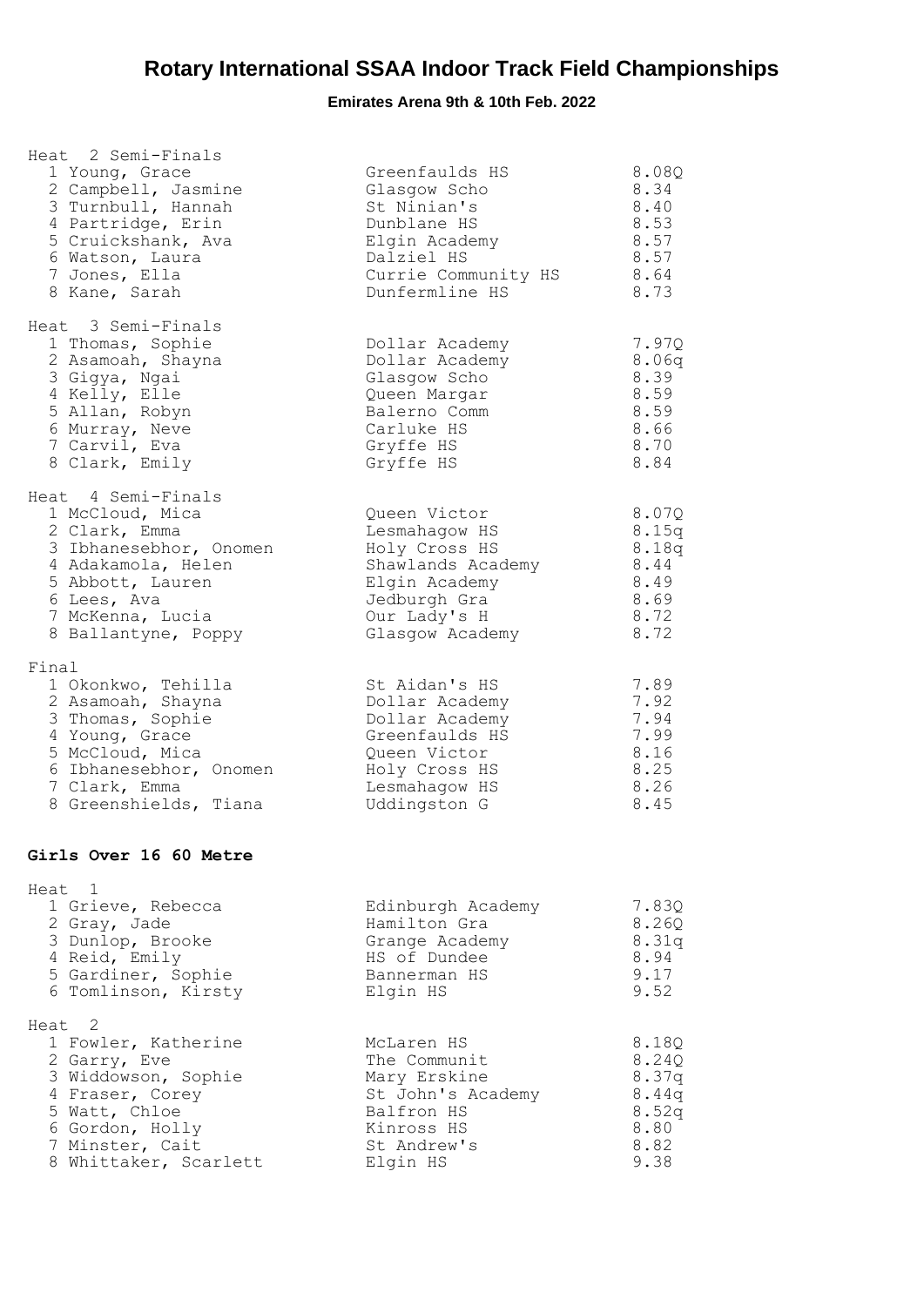# Rotary International SSAA Indoor Track Field Championships

**Emirates Arena 9th & 10th Feb. 2022**

Heat 2 Semi-Finals

| Pos | Name | School | Time |
|---|---|---|---|
| 1 | Young, Grace | Greenfaulds HS | 8.08Q |
| 2 | Campbell, Jasmine | Glasgow Scho | 8.34 |
| 3 | Turnbull, Hannah | St Ninian's | 8.40 |
| 4 | Partridge, Erin | Dunblane HS | 8.53 |
| 5 | Cruickshank, Ava | Elgin Academy | 8.57 |
| 6 | Watson, Laura | Dalziel HS | 8.57 |
| 7 | Jones, Ella | Currie Community HS | 8.64 |
| 8 | Kane, Sarah | Dunfermline HS | 8.73 |

Heat 3 Semi-Finals

| Pos | Name | School | Time |
|---|---|---|---|
| 1 | Thomas, Sophie | Dollar Academy | 7.97Q |
| 2 | Asamoah, Shayna | Dollar Academy | 8.06q |
| 3 | Gigya, Ngai | Glasgow Scho | 8.39 |
| 4 | Kelly, Elle | Queen Margar | 8.59 |
| 5 | Allan, Robyn | Balerno Comm | 8.59 |
| 6 | Murray, Neve | Carluke HS | 8.66 |
| 7 | Carvil, Eva | Gryffe HS | 8.70 |
| 8 | Clark, Emily | Gryffe HS | 8.84 |

Heat 4 Semi-Finals

| Pos | Name | School | Time |
|---|---|---|---|
| 1 | McCloud, Mica | Queen Victor | 8.07Q |
| 2 | Clark, Emma | Lesmahagow HS | 8.15q |
| 3 | Ibhanesebhor, Onomen | Holy Cross HS | 8.18q |
| 4 | Adakamola, Helen | Shawlands Academy | 8.44 |
| 5 | Abbott, Lauren | Elgin Academy | 8.49 |
| 6 | Lees, Ava | Jedburgh Gra | 8.69 |
| 7 | McKenna, Lucia | Our Lady's H | 8.72 |
| 8 | Ballantyne, Poppy | Glasgow Academy | 8.72 |

Final

| Pos | Name | School | Time |
|---|---|---|---|
| 1 | Okonkwo, Tehilla | St Aidan's HS | 7.89 |
| 2 | Asamoah, Shayna | Dollar Academy | 7.92 |
| 3 | Thomas, Sophie | Dollar Academy | 7.94 |
| 4 | Young, Grace | Greenfaulds HS | 7.99 |
| 5 | McCloud, Mica | Queen Victor | 8.16 |
| 6 | Ibhanesebhor, Onomen | Holy Cross HS | 8.25 |
| 7 | Clark, Emma | Lesmahagow HS | 8.26 |
| 8 | Greenshields, Tiana | Uddingston G | 8.45 |

## Girls Over 16 60 Metre

Heat 1

| Pos | Name | School | Time |
|---|---|---|---|
| 1 | Grieve, Rebecca | Edinburgh Academy | 7.83Q |
| 2 | Gray, Jade | Hamilton Gra | 8.26Q |
| 3 | Dunlop, Brooke | Grange Academy | 8.31q |
| 4 | Reid, Emily | HS of Dundee | 8.94 |
| 5 | Gardiner, Sophie | Bannerman HS | 9.17 |
| 6 | Tomlinson, Kirsty | Elgin HS | 9.52 |

Heat 2

| Pos | Name | School | Time |
|---|---|---|---|
| 1 | Fowler, Katherine | McLaren HS | 8.18Q |
| 2 | Garry, Eve | The Communit | 8.24Q |
| 3 | Widdowson, Sophie | Mary Erskine | 8.37q |
| 4 | Fraser, Corey | St John's Academy | 8.44q |
| 5 | Watt, Chloe | Balfron HS | 8.52q |
| 6 | Gordon, Holly | Kinross HS | 8.80 |
| 7 | Minster, Cait | St Andrew's | 8.82 |
| 8 | Whittaker, Scarlett | Elgin HS | 9.38 |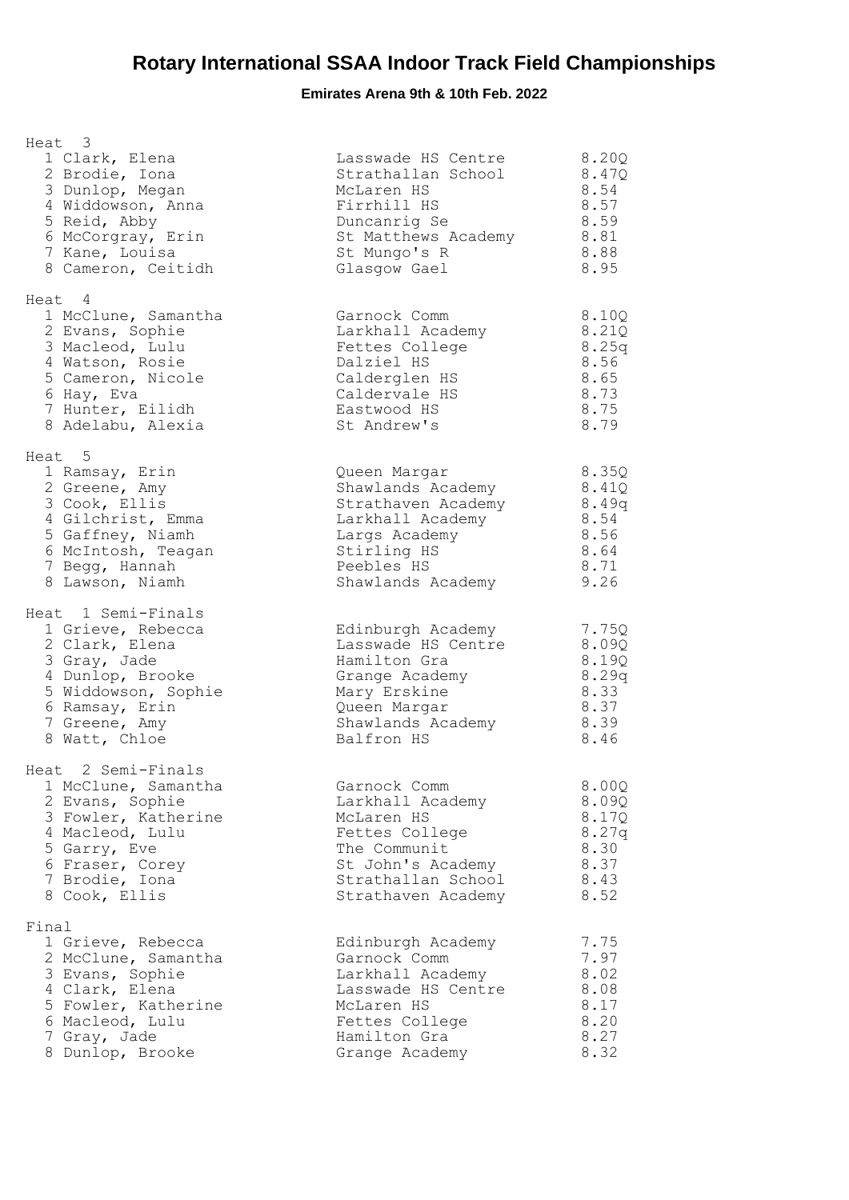# Rotary International SSAA Indoor Track Field Championships

### Emirates Arena 9th & 10th Feb. 2022

**Heat 3**

| Pos | Name | School | Time |
|---|---|---|---|
| 1 | Clark, Elena | Lasswade HS Centre | 8.20Q |
| 2 | Brodie, Iona | Strathallan School | 8.47Q |
| 3 | Dunlop, Megan | McLaren HS | 8.54 |
| 4 | Widdowson, Anna | Firrhill HS | 8.57 |
| 5 | Reid, Abby | Duncanrig Se | 8.59 |
| 6 | McCorgray, Erin | St Matthews Academy | 8.81 |
| 7 | Kane, Louisa | St Mungo's R | 8.88 |
| 8 | Cameron, Ceitidh | Glasgow Gael | 8.95 |

**Heat 4**

| Pos | Name | School | Time |
|---|---|---|---|
| 1 | McClune, Samantha | Garnock Comm | 8.10Q |
| 2 | Evans, Sophie | Larkhall Academy | 8.21Q |
| 3 | Macleod, Lulu | Fettes College | 8.25q |
| 4 | Watson, Rosie | Dalziel HS | 8.56 |
| 5 | Cameron, Nicole | Calderglen HS | 8.65 |
| 6 | Hay, Eva | Caldervale HS | 8.73 |
| 7 | Hunter, Eilidh | Eastwood HS | 8.75 |
| 8 | Adelabu, Alexia | St Andrew's | 8.79 |

**Heat 5**

| Pos | Name | School | Time |
|---|---|---|---|
| 1 | Ramsay, Erin | Queen Margar | 8.35Q |
| 2 | Greene, Amy | Shawlands Academy | 8.41Q |
| 3 | Cook, Ellis | Strathaven Academy | 8.49q |
| 4 | Gilchrist, Emma | Larkhall Academy | 8.54 |
| 5 | Gaffney, Niamh | Largs Academy | 8.56 |
| 6 | McIntosh, Teagan | Stirling HS | 8.64 |
| 7 | Begg, Hannah | Peebles HS | 8.71 |
| 8 | Lawson, Niamh | Shawlands Academy | 9.26 |

**Heat 1 Semi-Finals**

| Pos | Name | School | Time |
|---|---|---|---|
| 1 | Grieve, Rebecca | Edinburgh Academy | 7.75Q |
| 2 | Clark, Elena | Lasswade HS Centre | 8.09Q |
| 3 | Gray, Jade | Hamilton Gra | 8.19Q |
| 4 | Dunlop, Brooke | Grange Academy | 8.29q |
| 5 | Widdowson, Sophie | Mary Erskine | 8.33 |
| 6 | Ramsay, Erin | Queen Margar | 8.37 |
| 7 | Greene, Amy | Shawlands Academy | 8.39 |
| 8 | Watt, Chloe | Balfron HS | 8.46 |

**Heat 2 Semi-Finals**

| Pos | Name | School | Time |
|---|---|---|---|
| 1 | McClune, Samantha | Garnock Comm | 8.00Q |
| 2 | Evans, Sophie | Larkhall Academy | 8.09Q |
| 3 | Fowler, Katherine | McLaren HS | 8.17Q |
| 4 | Macleod, Lulu | Fettes College | 8.27q |
| 5 | Garry, Eve | The Communit | 8.30 |
| 6 | Fraser, Corey | St John's Academy | 8.37 |
| 7 | Brodie, Iona | Strathallan School | 8.43 |
| 8 | Cook, Ellis | Strathaven Academy | 8.52 |

**Final**

| Pos | Name | School | Time |
|---|---|---|---|
| 1 | Grieve, Rebecca | Edinburgh Academy | 7.75 |
| 2 | McClune, Samantha | Garnock Comm | 7.97 |
| 3 | Evans, Sophie | Larkhall Academy | 8.02 |
| 4 | Clark, Elena | Lasswade HS Centre | 8.08 |
| 5 | Fowler, Katherine | McLaren HS | 8.17 |
| 6 | Macleod, Lulu | Fettes College | 8.20 |
| 7 | Gray, Jade | Hamilton Gra | 8.27 |
| 8 | Dunlop, Brooke | Grange Academy | 8.32 |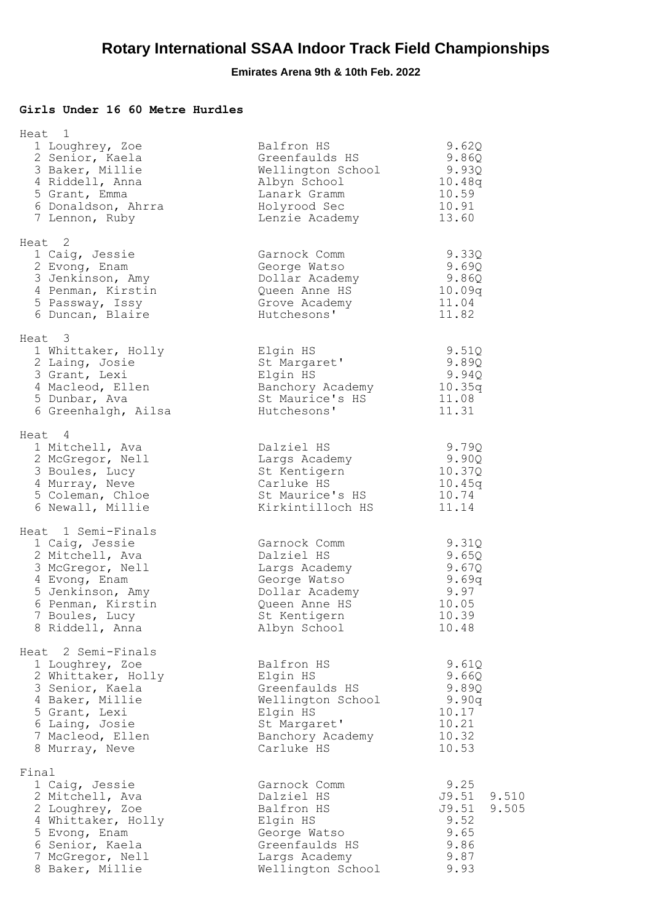# Rotary International SSAA Indoor Track Field Championships

**Emirates Arena 9th & 10th Feb. 2022**

### Girls Under 16 60 Metre Hurdles

**Heat 1**

| Pos | Name | School | Time |
|---|---|---|---|
| 1 | Loughrey, Zoe | Balfron HS | 9.62Q |
| 2 | Senior, Kaela | Greenfaulds HS | 9.86Q |
| 3 | Baker, Millie | Wellington School | 9.93Q |
| 4 | Riddell, Anna | Albyn School | 10.48q |
| 5 | Grant, Emma | Lanark Gramm | 10.59 |
| 6 | Donaldson, Ahrra | Holyrood Sec | 10.91 |
| 7 | Lennon, Ruby | Lenzie Academy | 13.60 |

**Heat 2**

| Pos | Name | School | Time |
|---|---|---|---|
| 1 | Caig, Jessie | Garnock Comm | 9.33Q |
| 2 | Evong, Enam | George Watso | 9.69Q |
| 3 | Jenkinson, Amy | Dollar Academy | 9.86Q |
| 4 | Penman, Kirstin | Queen Anne HS | 10.09q |
| 5 | Passway, Issy | Grove Academy | 11.04 |
| 6 | Duncan, Blaire | Hutchesons' | 11.82 |

**Heat 3**

| Pos | Name | School | Time |
|---|---|---|---|
| 1 | Whittaker, Holly | Elgin HS | 9.51Q |
| 2 | Laing, Josie | St Margaret' | 9.89Q |
| 3 | Grant, Lexi | Elgin HS | 9.94Q |
| 4 | Macleod, Ellen | Banchory Academy | 10.35q |
| 5 | Dunbar, Ava | St Maurice's HS | 11.08 |
| 6 | Greenhalgh, Ailsa | Hutchesons' | 11.31 |

**Heat 4**

| Pos | Name | School | Time |
|---|---|---|---|
| 1 | Mitchell, Ava | Dalziel HS | 9.79Q |
| 2 | McGregor, Nell | Largs Academy | 9.90Q |
| 3 | Boules, Lucy | St Kentigern | 10.37Q |
| 4 | Murray, Neve | Carluke HS | 10.45q |
| 5 | Coleman, Chloe | St Maurice's HS | 10.74 |
| 6 | Newall, Millie | Kirkintilloch HS | 11.14 |

**Heat 1 Semi-Finals**

| Pos | Name | School | Time |
|---|---|---|---|
| 1 | Caig, Jessie | Garnock Comm | 9.31Q |
| 2 | Mitchell, Ava | Dalziel HS | 9.65Q |
| 3 | McGregor, Nell | Largs Academy | 9.67Q |
| 4 | Evong, Enam | George Watso | 9.69q |
| 5 | Jenkinson, Amy | Dollar Academy | 9.97 |
| 6 | Penman, Kirstin | Queen Anne HS | 10.05 |
| 7 | Boules, Lucy | St Kentigern | 10.39 |
| 8 | Riddell, Anna | Albyn School | 10.48 |

**Heat 2 Semi-Finals**

| Pos | Name | School | Time |
|---|---|---|---|
| 1 | Loughrey, Zoe | Balfron HS | 9.61Q |
| 2 | Whittaker, Holly | Elgin HS | 9.66Q |
| 3 | Senior, Kaela | Greenfaulds HS | 9.89Q |
| 4 | Baker, Millie | Wellington School | 9.90q |
| 5 | Grant, Lexi | Elgin HS | 10.17 |
| 6 | Laing, Josie | St Margaret' | 10.21 |
| 7 | Macleod, Ellen | Banchory Academy | 10.32 |
| 8 | Murray, Neve | Carluke HS | 10.53 |

**Final**

| Pos | Name | School | Time | |
|---|---|---|---|---|
| 1 | Caig, Jessie | Garnock Comm | 9.25 | |
| 2 | Mitchell, Ava | Dalziel HS | J9.51 | 9.510 |
| 2 | Loughrey, Zoe | Balfron HS | J9.51 | 9.505 |
| 4 | Whittaker, Holly | Elgin HS | 9.52 | |
| 5 | Evong, Enam | George Watso | 9.65 | |
| 6 | Senior, Kaela | Greenfaulds HS | 9.86 | |
| 7 | McGregor, Nell | Largs Academy | 9.87 | |
| 8 | Baker, Millie | Wellington School | 9.93 | |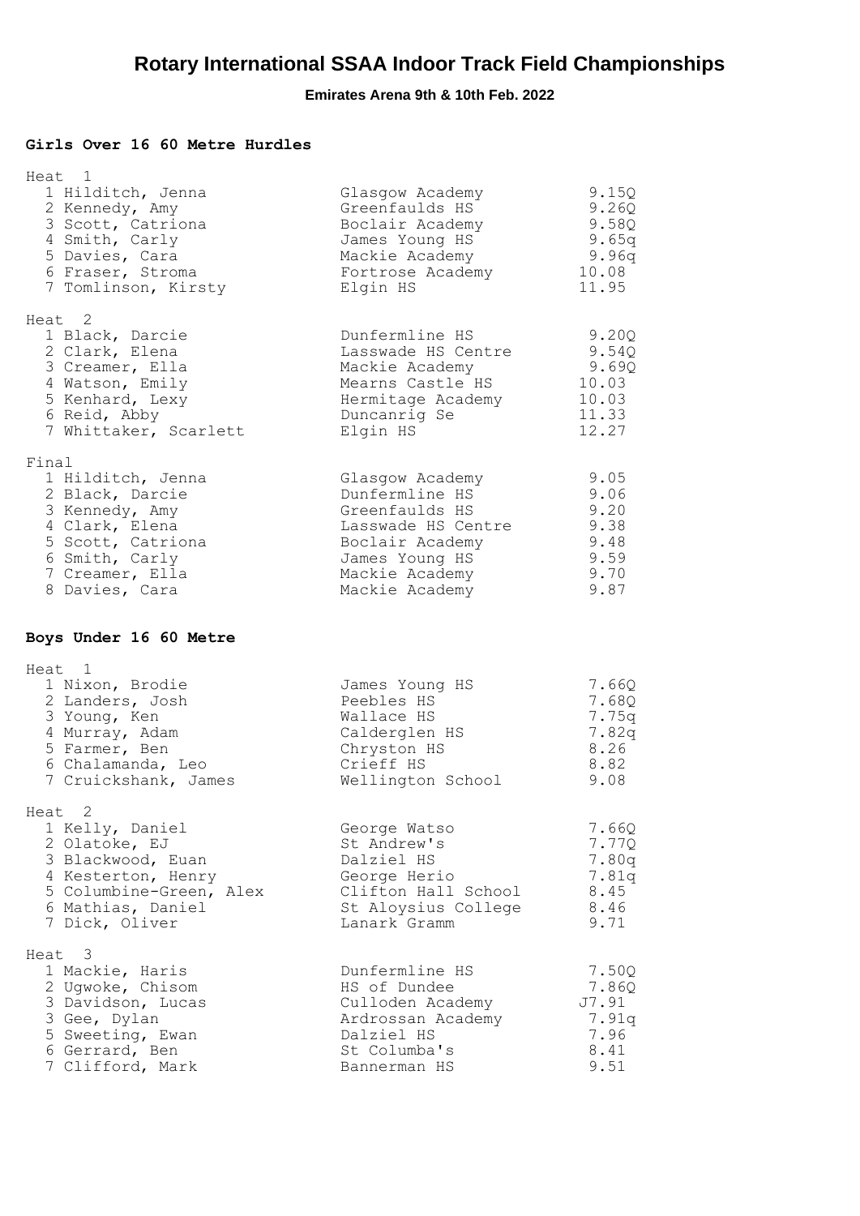# Rotary International SSAA Indoor Track Field Championships

**Emirates Arena 9th & 10th Feb. 2022**

### Girls Over 16 60 Metre Hurdles

Heat 1

| Pos | Name | School | Time |
|---|---|---|---|
| 1 | Hilditch, Jenna | Glasgow Academy | 9.15Q |
| 2 | Kennedy, Amy | Greenfaulds HS | 9.26Q |
| 3 | Scott, Catriona | Boclair Academy | 9.58Q |
| 4 | Smith, Carly | James Young HS | 9.65q |
| 5 | Davies, Cara | Mackie Academy | 9.96q |
| 6 | Fraser, Stroma | Fortrose Academy | 10.08 |
| 7 | Tomlinson, Kirsty | Elgin HS | 11.95 |

Heat 2

| Pos | Name | School | Time |
|---|---|---|---|
| 1 | Black, Darcie | Dunfermline HS | 9.20Q |
| 2 | Clark, Elena | Lasswade HS Centre | 9.54Q |
| 3 | Creamer, Ella | Mackie Academy | 9.69Q |
| 4 | Watson, Emily | Mearns Castle HS | 10.03 |
| 5 | Kenhard, Lexy | Hermitage Academy | 10.03 |
| 6 | Reid, Abby | Duncanrig Se | 11.33 |
| 7 | Whittaker, Scarlett | Elgin HS | 12.27 |

Final

| Pos | Name | School | Time |
|---|---|---|---|
| 1 | Hilditch, Jenna | Glasgow Academy | 9.05 |
| 2 | Black, Darcie | Dunfermline HS | 9.06 |
| 3 | Kennedy, Amy | Greenfaulds HS | 9.20 |
| 4 | Clark, Elena | Lasswade HS Centre | 9.38 |
| 5 | Scott, Catriona | Boclair Academy | 9.48 |
| 6 | Smith, Carly | James Young HS | 9.59 |
| 7 | Creamer, Ella | Mackie Academy | 9.70 |
| 8 | Davies, Cara | Mackie Academy | 9.87 |

### Boys Under 16 60 Metre

Heat 1

| Pos | Name | School | Time |
|---|---|---|---|
| 1 | Nixon, Brodie | James Young HS | 7.66Q |
| 2 | Landers, Josh | Peebles HS | 7.68Q |
| 3 | Young, Ken | Wallace HS | 7.75q |
| 4 | Murray, Adam | Calderglen HS | 7.82q |
| 5 | Farmer, Ben | Chryston HS | 8.26 |
| 6 | Chalamanda, Leo | Crieff HS | 8.82 |
| 7 | Cruickshank, James | Wellington School | 9.08 |

Heat 2

| Pos | Name | School | Time |
|---|---|---|---|
| 1 | Kelly, Daniel | George Watso | 7.66Q |
| 2 | Olatoke, EJ | St Andrew's | 7.77Q |
| 3 | Blackwood, Euan | Dalziel HS | 7.80q |
| 4 | Kesterton, Henry | George Herio | 7.81q |
| 5 | Columbine-Green, Alex | Clifton Hall School | 8.45 |
| 6 | Mathias, Daniel | St Aloysius College | 8.46 |
| 7 | Dick, Oliver | Lanark Gramm | 9.71 |

Heat 3

| Pos | Name | School | Time |
|---|---|---|---|
| 1 | Mackie, Haris | Dunfermline HS | 7.50Q |
| 2 | Ugwoke, Chisom | HS of Dundee | 7.86Q |
| 3 | Davidson, Lucas | Culloden Academy | J7.91 |
| 3 | Gee, Dylan | Ardrossan Academy | 7.91q |
| 5 | Sweeting, Ewan | Dalziel HS | 7.96 |
| 6 | Gerrard, Ben | St Columba's | 8.41 |
| 7 | Clifford, Mark | Bannerman HS | 9.51 |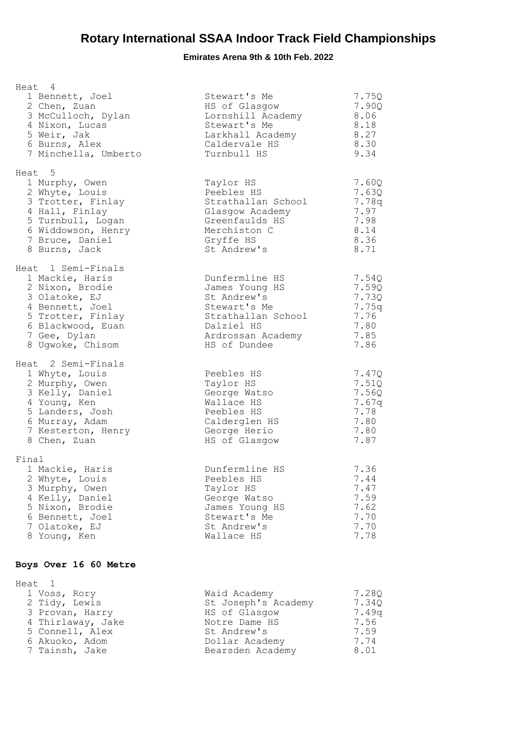# Rotary International SSAA Indoor Track Field Championships

**Emirates Arena 9th & 10th Feb. 2022**

Heat 4

| Pos | Name | School | Time |
|---|---|---|---|
| 1 | Bennett, Joel | Stewart's Me | 7.75Q |
| 2 | Chen, Zuan | HS of Glasgow | 7.90Q |
| 3 | McCulloch, Dylan | Lornshill Academy | 8.06 |
| 4 | Nixon, Lucas | Stewart's Me | 8.18 |
| 5 | Weir, Jak | Larkhall Academy | 8.27 |
| 6 | Burns, Alex | Caldervale HS | 8.30 |
| 7 | Minchella, Umberto | Turnbull HS | 9.34 |

Heat 5

| Pos | Name | School | Time |
|---|---|---|---|
| 1 | Murphy, Owen | Taylor HS | 7.60Q |
| 2 | Whyte, Louis | Peebles HS | 7.63Q |
| 3 | Trotter, Finlay | Strathallan School | 7.78q |
| 4 | Hall, Finlay | Glasgow Academy | 7.97 |
| 5 | Turnbull, Logan | Greenfaulds HS | 7.98 |
| 6 | Widdowson, Henry | Merchiston C | 8.14 |
| 7 | Bruce, Daniel | Gryffe HS | 8.36 |
| 8 | Burns, Jack | St Andrew's | 8.71 |

Heat 1 Semi-Finals

| Pos | Name | School | Time |
|---|---|---|---|
| 1 | Mackie, Haris | Dunfermline HS | 7.54Q |
| 2 | Nixon, Brodie | James Young HS | 7.59Q |
| 3 | Olatoke, EJ | St Andrew's | 7.73Q |
| 4 | Bennett, Joel | Stewart's Me | 7.75q |
| 5 | Trotter, Finlay | Strathallan School | 7.76 |
| 6 | Blackwood, Euan | Dalziel HS | 7.80 |
| 7 | Gee, Dylan | Ardrossan Academy | 7.85 |
| 8 | Ugwoke, Chisom | HS of Dundee | 7.86 |

Heat 2 Semi-Finals

| Pos | Name | School | Time |
|---|---|---|---|
| 1 | Whyte, Louis | Peebles HS | 7.47Q |
| 2 | Murphy, Owen | Taylor HS | 7.51Q |
| 3 | Kelly, Daniel | George Watso | 7.56Q |
| 4 | Young, Ken | Wallace HS | 7.67q |
| 5 | Landers, Josh | Peebles HS | 7.78 |
| 6 | Murray, Adam | Calderglen HS | 7.80 |
| 7 | Kesterton, Henry | George Herio | 7.80 |
| 8 | Chen, Zuan | HS of Glasgow | 7.87 |

Final

| Pos | Name | School | Time |
|---|---|---|---|
| 1 | Mackie, Haris | Dunfermline HS | 7.36 |
| 2 | Whyte, Louis | Peebles HS | 7.44 |
| 3 | Murphy, Owen | Taylor HS | 7.47 |
| 4 | Kelly, Daniel | George Watso | 7.59 |
| 5 | Nixon, Brodie | James Young HS | 7.62 |
| 6 | Bennett, Joel | Stewart's Me | 7.70 |
| 7 | Olatoke, EJ | St Andrew's | 7.70 |
| 8 | Young, Ken | Wallace HS | 7.78 |

### Boys Over 16 60 Metre

Heat 1

| Pos | Name | School | Time |
|---|---|---|---|
| 1 | Voss, Rory | Waid Academy | 7.28Q |
| 2 | Tidy, Lewis | St Joseph's Academy | 7.34Q |
| 3 | Provan, Harry | HS of Glasgow | 7.49q |
| 4 | Thirlaway, Jake | Notre Dame HS | 7.56 |
| 5 | Connell, Alex | St Andrew's | 7.59 |
| 6 | Akuoko, Adom | Dollar Academy | 7.74 |
| 7 | Tainsh, Jake | Bearsden Academy | 8.01 |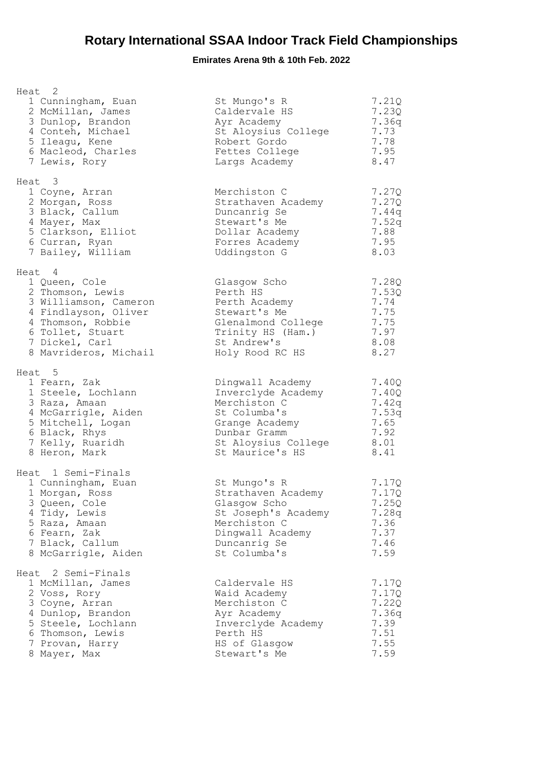# Rotary International SSAA Indoor Track Field Championships

**Emirates Arena 9th & 10th Feb. 2022**

### Heat 2

| Place | Name | School | Time |
|---|---|---|---|
| 1 | Cunningham, Euan | St Mungo's R | 7.21Q |
| 2 | McMillan, James | Caldervale HS | 7.23Q |
| 3 | Dunlop, Brandon | Ayr Academy | 7.36q |
| 4 | Conteh, Michael | St Aloysius College | 7.73 |
| 5 | Ileagu, Kene | Robert Gordo | 7.78 |
| 6 | Macleod, Charles | Fettes College | 7.95 |
| 7 | Lewis, Rory | Largs Academy | 8.47 |

### Heat 3

| Place | Name | School | Time |
|---|---|---|---|
| 1 | Coyne, Arran | Merchiston C | 7.27Q |
| 2 | Morgan, Ross | Strathaven Academy | 7.27Q |
| 3 | Black, Callum | Duncanrig Se | 7.44q |
| 4 | Mayer, Max | Stewart's Me | 7.52q |
| 5 | Clarkson, Elliot | Dollar Academy | 7.88 |
| 6 | Curran, Ryan | Forres Academy | 7.95 |
| 7 | Bailey, William | Uddingston G | 8.03 |

### Heat 4

| Place | Name | School | Time |
|---|---|---|---|
| 1 | Queen, Cole | Glasgow Scho | 7.28Q |
| 2 | Thomson, Lewis | Perth HS | 7.53Q |
| 3 | Williamson, Cameron | Perth Academy | 7.74 |
| 4 | Findlayson, Oliver | Stewart's Me | 7.75 |
| 4 | Thomson, Robbie | Glenalmond College | 7.75 |
| 6 | Tollet, Stuart | Trinity HS (Ham.) | 7.97 |
| 7 | Dickel, Carl | St Andrew's | 8.08 |
| 8 | Mavrideros, Michail | Holy Rood RC HS | 8.27 |

### Heat 5

| Place | Name | School | Time |
|---|---|---|---|
| 1 | Fearn, Zak | Dingwall Academy | 7.40Q |
| 1 | Steele, Lochlann | Inverclyde Academy | 7.40Q |
| 3 | Raza, Amaan | Merchiston C | 7.42q |
| 4 | McGarrigle, Aiden | St Columba's | 7.53q |
| 5 | Mitchell, Logan | Grange Academy | 7.65 |
| 6 | Black, Rhys | Dunbar Gramm | 7.92 |
| 7 | Kelly, Ruaridh | St Aloysius College | 8.01 |
| 8 | Heron, Mark | St Maurice's HS | 8.41 |

### Heat 1 Semi-Finals

| Place | Name | School | Time |
|---|---|---|---|
| 1 | Cunningham, Euan | St Mungo's R | 7.17Q |
| 1 | Morgan, Ross | Strathaven Academy | 7.17Q |
| 3 | Queen, Cole | Glasgow Scho | 7.25Q |
| 4 | Tidy, Lewis | St Joseph's Academy | 7.28q |
| 5 | Raza, Amaan | Merchiston C | 7.36 |
| 6 | Fearn, Zak | Dingwall Academy | 7.37 |
| 7 | Black, Callum | Duncanrig Se | 7.46 |
| 8 | McGarrigle, Aiden | St Columba's | 7.59 |

### Heat 2 Semi-Finals

| Place | Name | School | Time |
|---|---|---|---|
| 1 | McMillan, James | Caldervale HS | 7.17Q |
| 2 | Voss, Rory | Waid Academy | 7.17Q |
| 3 | Coyne, Arran | Merchiston C | 7.22Q |
| 4 | Dunlop, Brandon | Ayr Academy | 7.36q |
| 5 | Steele, Lochlann | Inverclyde Academy | 7.39 |
| 6 | Thomson, Lewis | Perth HS | 7.51 |
| 7 | Provan, Harry | HS of Glasgow | 7.55 |
| 8 | Mayer, Max | Stewart's Me | 7.59 |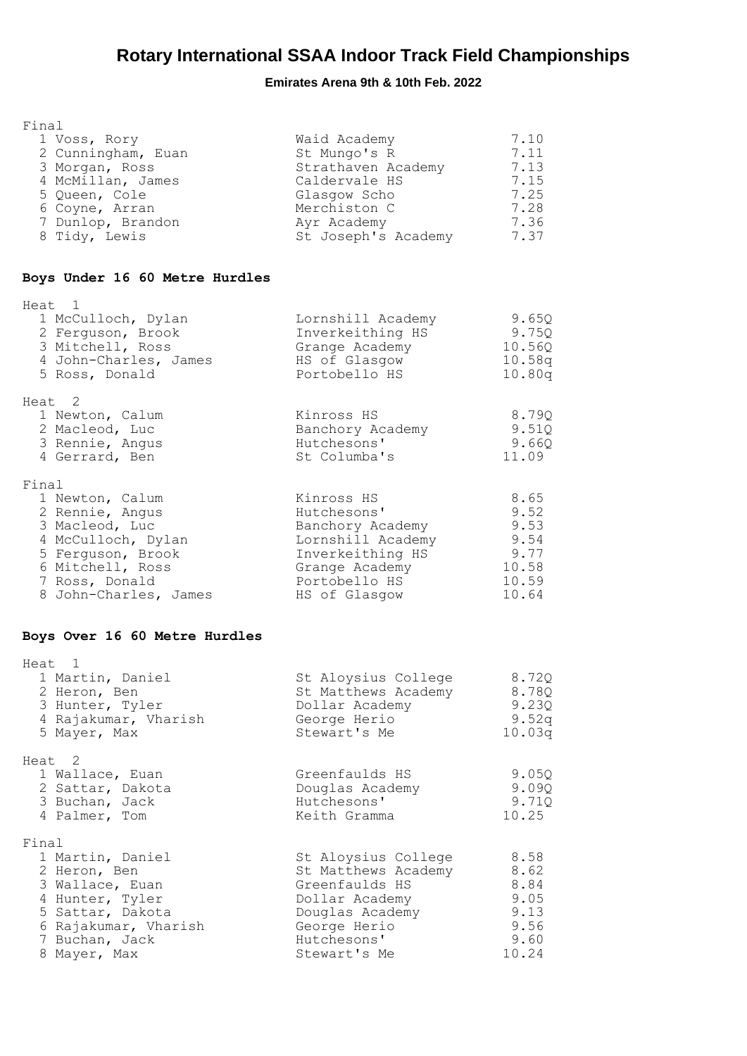# Rotary International SSAA Indoor Track Field Championships

**Emirates Arena 9th & 10th Feb. 2022**

Final

| | Name | School | Time |
|---|---|---|---|
| 1 | Voss, Rory | Waid Academy | 7.10 |
| 2 | Cunningham, Euan | St Mungo's R | 7.11 |
| 3 | Morgan, Ross | Strathaven Academy | 7.13 |
| 4 | McMillan, James | Caldervale HS | 7.15 |
| 5 | Queen, Cole | Glasgow Scho | 7.25 |
| 6 | Coyne, Arran | Merchiston C | 7.28 |
| 7 | Dunlop, Brandon | Ayr Academy | 7.36 |
| 8 | Tidy, Lewis | St Joseph's Academy | 7.37 |

## Boys Under 16 60 Metre Hurdles

Heat 1

| | Name | School | Time |
|---|---|---|---|
| 1 | McCulloch, Dylan | Lornshill Academy | 9.65Q |
| 2 | Ferguson, Brook | Inverkeithing HS | 9.75Q |
| 3 | Mitchell, Ross | Grange Academy | 10.56Q |
| 4 | John-Charles, James | HS of Glasgow | 10.58q |
| 5 | Ross, Donald | Portobello HS | 10.80q |

Heat 2

| | Name | School | Time |
|---|---|---|---|
| 1 | Newton, Calum | Kinross HS | 8.79Q |
| 2 | Macleod, Luc | Banchory Academy | 9.51Q |
| 3 | Rennie, Angus | Hutchesons' | 9.66Q |
| 4 | Gerrard, Ben | St Columba's | 11.09 |

Final

| | Name | School | Time |
|---|---|---|---|
| 1 | Newton, Calum | Kinross HS | 8.65 |
| 2 | Rennie, Angus | Hutchesons' | 9.52 |
| 3 | Macleod, Luc | Banchory Academy | 9.53 |
| 4 | McCulloch, Dylan | Lornshill Academy | 9.54 |
| 5 | Ferguson, Brook | Inverkeithing HS | 9.77 |
| 6 | Mitchell, Ross | Grange Academy | 10.58 |
| 7 | Ross, Donald | Portobello HS | 10.59 |
| 8 | John-Charles, James | HS of Glasgow | 10.64 |

## Boys Over 16 60 Metre Hurdles

Heat 1

| | Name | School | Time |
|---|---|---|---|
| 1 | Martin, Daniel | St Aloysius College | 8.72Q |
| 2 | Heron, Ben | St Matthews Academy | 8.78Q |
| 3 | Hunter, Tyler | Dollar Academy | 9.23Q |
| 4 | Rajakumar, Vharish | George Herio | 9.52q |
| 5 | Mayer, Max | Stewart's Me | 10.03q |

Heat 2

| | Name | School | Time |
|---|---|---|---|
| 1 | Wallace, Euan | Greenfaulds HS | 9.05Q |
| 2 | Sattar, Dakota | Douglas Academy | 9.09Q |
| 3 | Buchan, Jack | Hutchesons' | 9.71Q |
| 4 | Palmer, Tom | Keith Gramma | 10.25 |

Final

| | Name | School | Time |
|---|---|---|---|
| 1 | Martin, Daniel | St Aloysius College | 8.58 |
| 2 | Heron, Ben | St Matthews Academy | 8.62 |
| 3 | Wallace, Euan | Greenfaulds HS | 8.84 |
| 4 | Hunter, Tyler | Dollar Academy | 9.05 |
| 5 | Sattar, Dakota | Douglas Academy | 9.13 |
| 6 | Rajakumar, Vharish | George Herio | 9.56 |
| 7 | Buchan, Jack | Hutchesons' | 9.60 |
| 8 | Mayer, Max | Stewart's Me | 10.24 |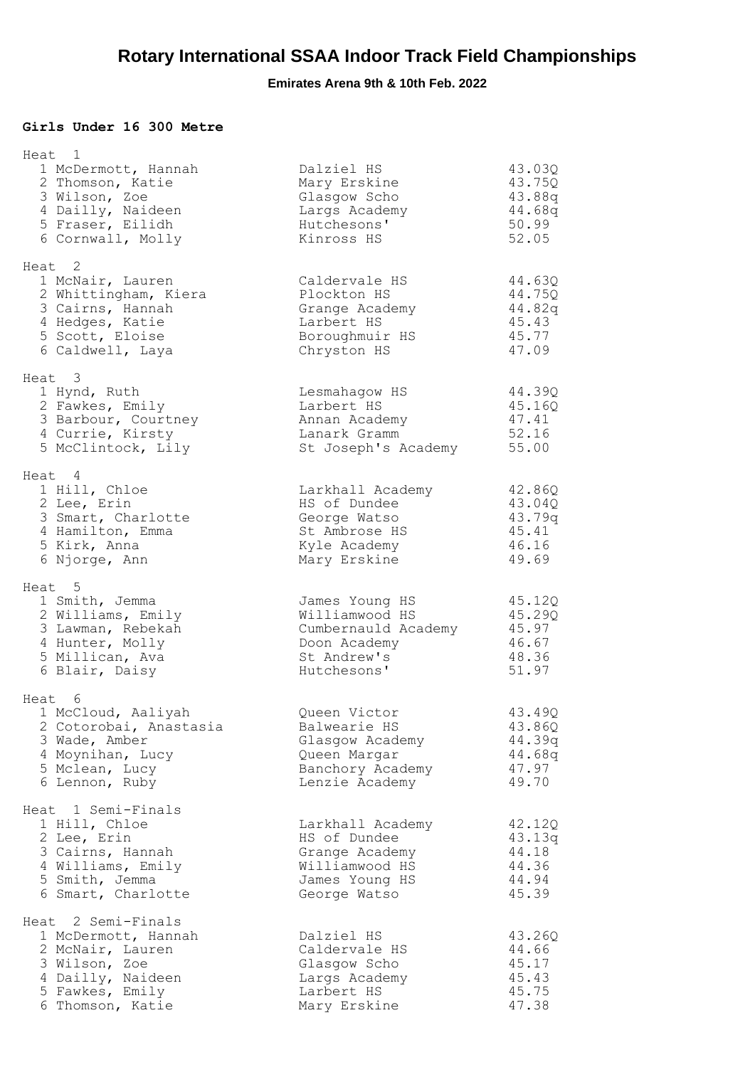# Rotary International SSAA Indoor Track Field Championships

**Emirates Arena 9th & 10th Feb. 2022**

### Girls Under 16 300 Metre

**Heat 1**

| Pos | Name | School | Time |
|---|---|---|---|
| 1 | McDermott, Hannah | Dalziel HS | 43.03Q |
| 2 | Thomson, Katie | Mary Erskine | 43.75Q |
| 3 | Wilson, Zoe | Glasgow Scho | 43.88q |
| 4 | Dailly, Naideen | Largs Academy | 44.68q |
| 5 | Fraser, Eilidh | Hutchesons' | 50.99 |
| 6 | Cornwall, Molly | Kinross HS | 52.05 |

**Heat 2**

| Pos | Name | School | Time |
|---|---|---|---|
| 1 | McNair, Lauren | Caldervale HS | 44.63Q |
| 2 | Whittingham, Kiera | Plockton HS | 44.75Q |
| 3 | Cairns, Hannah | Grange Academy | 44.82q |
| 4 | Hedges, Katie | Larbert HS | 45.43 |
| 5 | Scott, Eloise | Boroughmuir HS | 45.77 |
| 6 | Caldwell, Laya | Chryston HS | 47.09 |

**Heat 3**

| Pos | Name | School | Time |
|---|---|---|---|
| 1 | Hynd, Ruth | Lesmahagow HS | 44.39Q |
| 2 | Fawkes, Emily | Larbert HS | 45.16Q |
| 3 | Barbour, Courtney | Annan Academy | 47.41 |
| 4 | Currie, Kirsty | Lanark Gramm | 52.16 |
| 5 | McClintock, Lily | St Joseph's Academy | 55.00 |

**Heat 4**

| Pos | Name | School | Time |
|---|---|---|---|
| 1 | Hill, Chloe | Larkhall Academy | 42.86Q |
| 2 | Lee, Erin | HS of Dundee | 43.04Q |
| 3 | Smart, Charlotte | George Watso | 43.79q |
| 4 | Hamilton, Emma | St Ambrose HS | 45.41 |
| 5 | Kirk, Anna | Kyle Academy | 46.16 |
| 6 | Njorge, Ann | Mary Erskine | 49.69 |

**Heat 5**

| Pos | Name | School | Time |
|---|---|---|---|
| 1 | Smith, Jemma | James Young HS | 45.12Q |
| 2 | Williams, Emily | Williamwood HS | 45.29Q |
| 3 | Lawman, Rebekah | Cumbernauld Academy | 45.97 |
| 4 | Hunter, Molly | Doon Academy | 46.67 |
| 5 | Millican, Ava | St Andrew's | 48.36 |
| 6 | Blair, Daisy | Hutchesons' | 51.97 |

**Heat 6**

| Pos | Name | School | Time |
|---|---|---|---|
| 1 | McCloud, Aaliyah | Queen Victor | 43.49Q |
| 2 | Cotorobai, Anastasia | Balwearie HS | 43.86Q |
| 3 | Wade, Amber | Glasgow Academy | 44.39q |
| 4 | Moynihan, Lucy | Queen Margar | 44.68q |
| 5 | Mclean, Lucy | Banchory Academy | 47.97 |
| 6 | Lennon, Ruby | Lenzie Academy | 49.70 |

**Heat 1 Semi-Finals**

| Pos | Name | School | Time |
|---|---|---|---|
| 1 | Hill, Chloe | Larkhall Academy | 42.12Q |
| 2 | Lee, Erin | HS of Dundee | 43.13q |
| 3 | Cairns, Hannah | Grange Academy | 44.18 |
| 4 | Williams, Emily | Williamwood HS | 44.36 |
| 5 | Smith, Jemma | James Young HS | 44.94 |
| 6 | Smart, Charlotte | George Watso | 45.39 |

**Heat 2 Semi-Finals**

| Pos | Name | School | Time |
|---|---|---|---|
| 1 | McDermott, Hannah | Dalziel HS | 43.26Q |
| 2 | McNair, Lauren | Caldervale HS | 44.66 |
| 3 | Wilson, Zoe | Glasgow Scho | 45.17 |
| 4 | Dailly, Naideen | Largs Academy | 45.43 |
| 5 | Fawkes, Emily | Larbert HS | 45.75 |
| 6 | Thomson, Katie | Mary Erskine | 47.38 |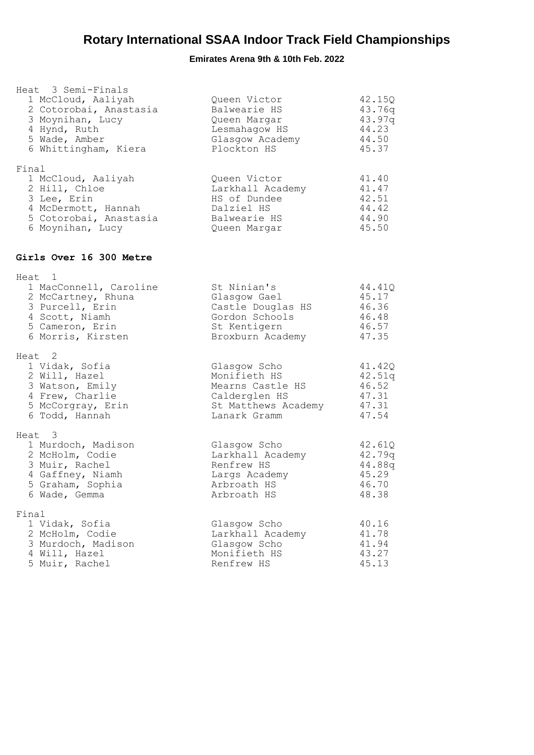# Rotary International SSAA Indoor Track Field Championships

**Emirates Arena 9th & 10th Feb. 2022**

Heat 3 Semi-Finals

| Pos | Name | School | Time |
|---|---|---|---|
| 1 | McCloud, Aaliyah | Queen Victor | 42.15Q |
| 2 | Cotorobai, Anastasia | Balwearie HS | 43.76q |
| 3 | Moynihan, Lucy | Queen Margar | 43.97q |
| 4 | Hynd, Ruth | Lesmahagow HS | 44.23 |
| 5 | Wade, Amber | Glasgow Academy | 44.50 |
| 6 | Whittingham, Kiera | Plockton HS | 45.37 |

Final

| Pos | Name | School | Time |
|---|---|---|---|
| 1 | McCloud, Aaliyah | Queen Victor | 41.40 |
| 2 | Hill, Chloe | Larkhall Academy | 41.47 |
| 3 | Lee, Erin | HS of Dundee | 42.51 |
| 4 | McDermott, Hannah | Dalziel HS | 44.42 |
| 5 | Cotorobai, Anastasia | Balwearie HS | 44.90 |
| 6 | Moynihan, Lucy | Queen Margar | 45.50 |

## Girls Over 16 300 Metre

Heat 1

| Pos | Name | School | Time |
|---|---|---|---|
| 1 | MacConnell, Caroline | St Ninian's | 44.41Q |
| 2 | McCartney, Rhuna | Glasgow Gael | 45.17 |
| 3 | Purcell, Erin | Castle Douglas HS | 46.36 |
| 4 | Scott, Niamh | Gordon Schools | 46.48 |
| 5 | Cameron, Erin | St Kentigern | 46.57 |
| 6 | Morris, Kirsten | Broxburn Academy | 47.35 |

Heat 2

| Pos | Name | School | Time |
|---|---|---|---|
| 1 | Vidak, Sofia | Glasgow Scho | 41.42Q |
| 2 | Will, Hazel | Monifieth HS | 42.51q |
| 3 | Watson, Emily | Mearns Castle HS | 46.52 |
| 4 | Frew, Charlie | Calderglen HS | 47.31 |
| 5 | McCorgray, Erin | St Matthews Academy | 47.31 |
| 6 | Todd, Hannah | Lanark Gramm | 47.54 |

Heat 3

| Pos | Name | School | Time |
|---|---|---|---|
| 1 | Murdoch, Madison | Glasgow Scho | 42.61Q |
| 2 | McHolm, Codie | Larkhall Academy | 42.79q |
| 3 | Muir, Rachel | Renfrew HS | 44.88q |
| 4 | Gaffney, Niamh | Largs Academy | 45.29 |
| 5 | Graham, Sophia | Arbroath HS | 46.70 |
| 6 | Wade, Gemma | Arbroath HS | 48.38 |

Final

| Pos | Name | School | Time |
|---|---|---|---|
| 1 | Vidak, Sofia | Glasgow Scho | 40.16 |
| 2 | McHolm, Codie | Larkhall Academy | 41.78 |
| 3 | Murdoch, Madison | Glasgow Scho | 41.94 |
| 4 | Will, Hazel | Monifieth HS | 43.27 |
| 5 | Muir, Rachel | Renfrew HS | 45.13 |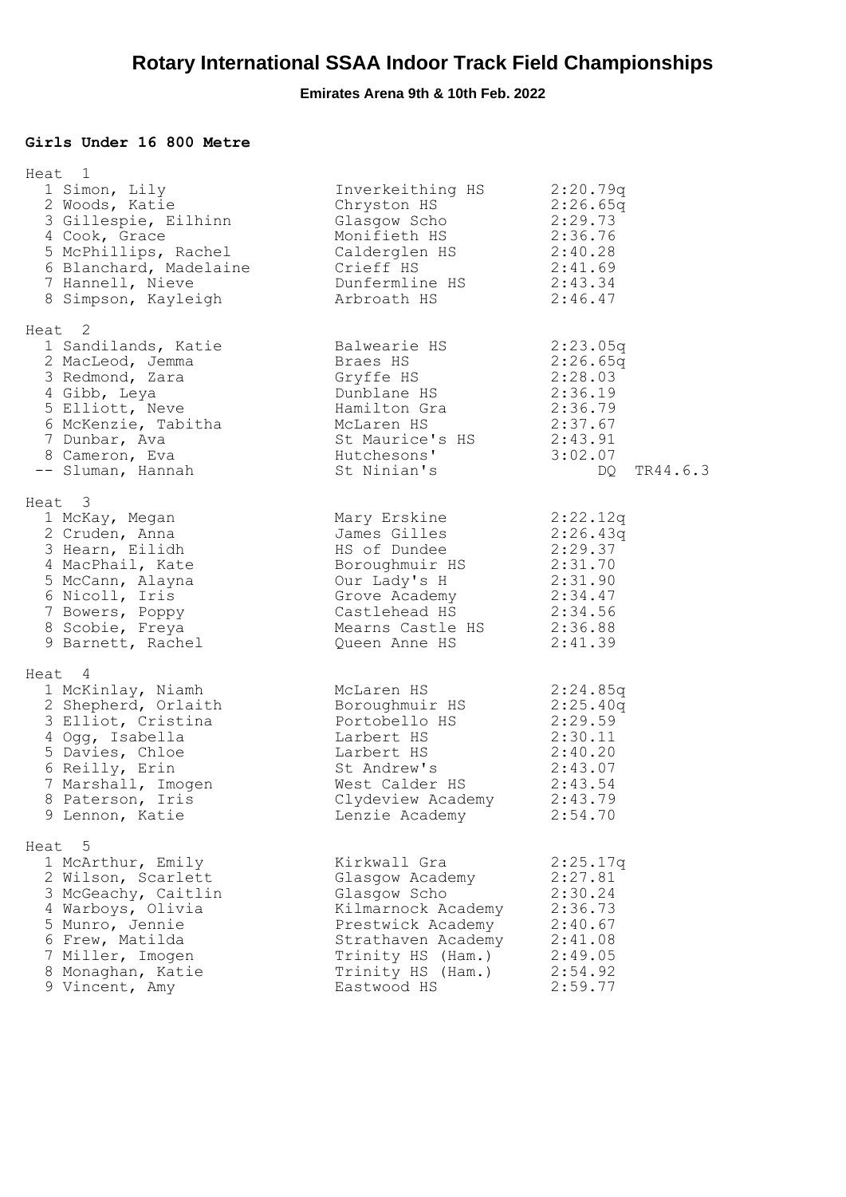# Rotary International SSAA Indoor Track Field Championships

**Emirates Arena 9th & 10th Feb. 2022**

### Girls Under 16 800 Metre

**Heat 1**

| Place | Name | School | Time |
|---|---|---|---|
| 1 | Simon, Lily | Inverkeithing HS | 2:20.79q |
| 2 | Woods, Katie | Chryston HS | 2:26.65q |
| 3 | Gillespie, Eilhinn | Glasgow Scho | 2:29.73 |
| 4 | Cook, Grace | Monifieth HS | 2:36.76 |
| 5 | McPhillips, Rachel | Calderglen HS | 2:40.28 |
| 6 | Blanchard, Madelaine | Crieff HS | 2:41.69 |
| 7 | Hannell, Nieve | Dunfermline HS | 2:43.34 |
| 8 | Simpson, Kayleigh | Arbroath HS | 2:46.47 |

**Heat 2**

| Place | Name | School | Time |
|---|---|---|---|
| 1 | Sandilands, Katie | Balwearie HS | 2:23.05q |
| 2 | MacLeod, Jemma | Braes HS | 2:26.65q |
| 3 | Redmond, Zara | Gryffe HS | 2:28.03 |
| 4 | Gibb, Leya | Dunblane HS | 2:36.19 |
| 5 | Elliott, Neve | Hamilton Gra | 2:36.79 |
| 6 | McKenzie, Tabitha | McLaren HS | 2:37.67 |
| 7 | Dunbar, Ava | St Maurice's HS | 2:43.91 |
| 8 | Cameron, Eva | Hutchesons' | 3:02.07 |
| -- | Sluman, Hannah | St Ninian's | DQ TR44.6.3 |

**Heat 3**

| Place | Name | School | Time |
|---|---|---|---|
| 1 | McKay, Megan | Mary Erskine | 2:22.12q |
| 2 | Cruden, Anna | James Gilles | 2:26.43q |
| 3 | Hearn, Eilidh | HS of Dundee | 2:29.37 |
| 4 | MacPhail, Kate | Boroughmuir HS | 2:31.70 |
| 5 | McCann, Alayna | Our Lady's H | 2:31.90 |
| 6 | Nicoll, Iris | Grove Academy | 2:34.47 |
| 7 | Bowers, Poppy | Castlehead HS | 2:34.56 |
| 8 | Scobie, Freya | Mearns Castle HS | 2:36.88 |
| 9 | Barnett, Rachel | Queen Anne HS | 2:41.39 |

**Heat 4**

| Place | Name | School | Time |
|---|---|---|---|
| 1 | McKinlay, Niamh | McLaren HS | 2:24.85q |
| 2 | Shepherd, Orlaith | Boroughmuir HS | 2:25.40q |
| 3 | Elliot, Cristina | Portobello HS | 2:29.59 |
| 4 | Ogg, Isabella | Larbert HS | 2:30.11 |
| 5 | Davies, Chloe | Larbert HS | 2:40.20 |
| 6 | Reilly, Erin | St Andrew's | 2:43.07 |
| 7 | Marshall, Imogen | West Calder HS | 2:43.54 |
| 8 | Paterson, Iris | Clydeview Academy | 2:43.79 |
| 9 | Lennon, Katie | Lenzie Academy | 2:54.70 |

**Heat 5**

| Place | Name | School | Time |
|---|---|---|---|
| 1 | McArthur, Emily | Kirkwall Gra | 2:25.17q |
| 2 | Wilson, Scarlett | Glasgow Academy | 2:27.81 |
| 3 | McGeachy, Caitlin | Glasgow Scho | 2:30.24 |
| 4 | Warboys, Olivia | Kilmarnock Academy | 2:36.73 |
| 5 | Munro, Jennie | Prestwick Academy | 2:40.67 |
| 6 | Frew, Matilda | Strathaven Academy | 2:41.08 |
| 7 | Miller, Imogen | Trinity HS (Ham.) | 2:49.05 |
| 8 | Monaghan, Katie | Trinity HS (Ham.) | 2:54.92 |
| 9 | Vincent, Amy | Eastwood HS | 2:59.77 |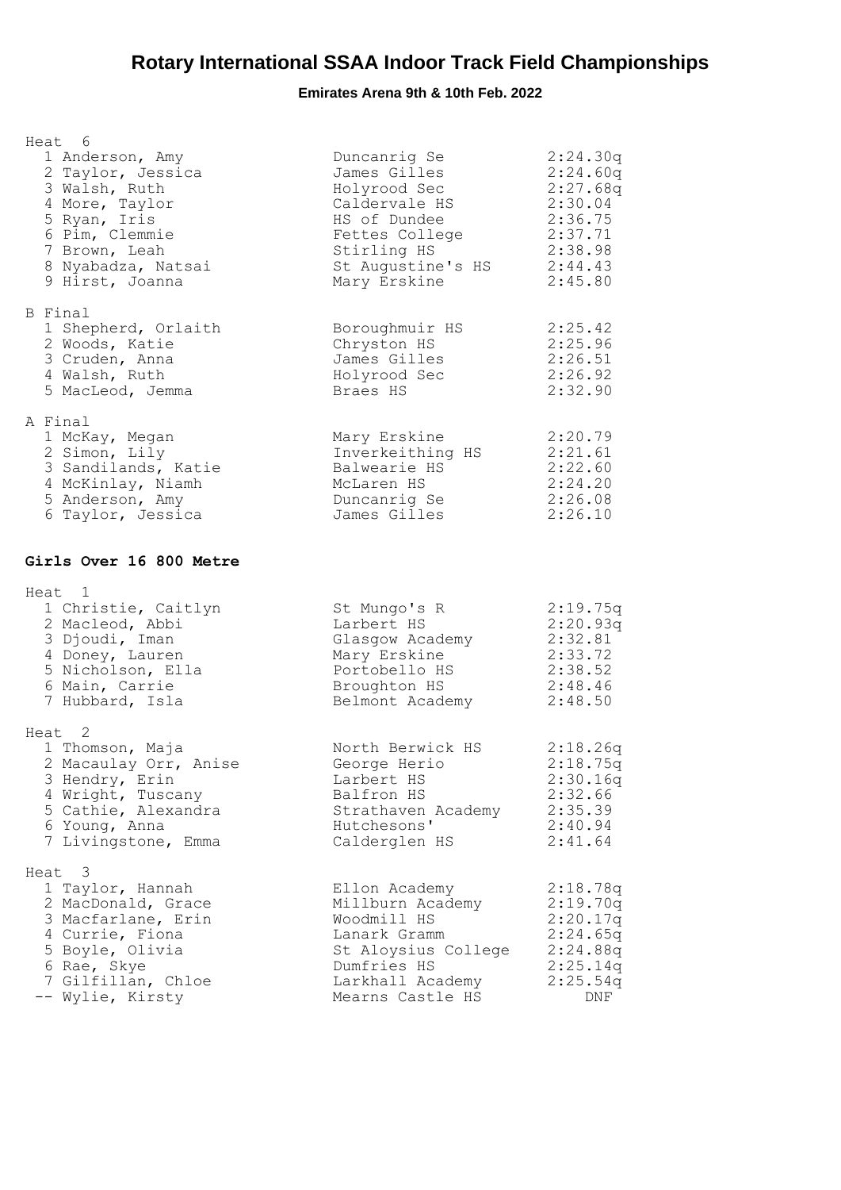# Rotary International SSAA Indoor Track Field Championships

**Emirates Arena 9th & 10th Feb. 2022**

Heat 6

| Pos | Name | School | Time |
|---|---|---|---|
| 1 | Anderson, Amy | Duncanrig Se | 2:24.30q |
| 2 | Taylor, Jessica | James Gilles | 2:24.60q |
| 3 | Walsh, Ruth | Holyrood Sec | 2:27.68q |
| 4 | More, Taylor | Caldervale HS | 2:30.04 |
| 5 | Ryan, Iris | HS of Dundee | 2:36.75 |
| 6 | Pim, Clemmie | Fettes College | 2:37.71 |
| 7 | Brown, Leah | Stirling HS | 2:38.98 |
| 8 | Nyabadza, Natsai | St Augustine's HS | 2:44.43 |
| 9 | Hirst, Joanna | Mary Erskine | 2:45.80 |

B Final

| Pos | Name | School | Time |
|---|---|---|---|
| 1 | Shepherd, Orlaith | Boroughmuir HS | 2:25.42 |
| 2 | Woods, Katie | Chryston HS | 2:25.96 |
| 3 | Cruden, Anna | James Gilles | 2:26.51 |
| 4 | Walsh, Ruth | Holyrood Sec | 2:26.92 |
| 5 | MacLeod, Jemma | Braes HS | 2:32.90 |

A Final

| Pos | Name | School | Time |
|---|---|---|---|
| 1 | McKay, Megan | Mary Erskine | 2:20.79 |
| 2 | Simon, Lily | Inverkeithing HS | 2:21.61 |
| 3 | Sandilands, Katie | Balwearie HS | 2:22.60 |
| 4 | McKinlay, Niamh | McLaren HS | 2:24.20 |
| 5 | Anderson, Amy | Duncanrig Se | 2:26.08 |
| 6 | Taylor, Jessica | James Gilles | 2:26.10 |

## Girls Over 16 800 Metre

Heat 1

| Pos | Name | School | Time |
|---|---|---|---|
| 1 | Christie, Caitlyn | St Mungo's R | 2:19.75q |
| 2 | Macleod, Abbi | Larbert HS | 2:20.93q |
| 3 | Djoudi, Iman | Glasgow Academy | 2:32.81 |
| 4 | Doney, Lauren | Mary Erskine | 2:33.72 |
| 5 | Nicholson, Ella | Portobello HS | 2:38.52 |
| 6 | Main, Carrie | Broughton HS | 2:48.46 |
| 7 | Hubbard, Isla | Belmont Academy | 2:48.50 |

Heat 2

| Pos | Name | School | Time |
|---|---|---|---|
| 1 | Thomson, Maja | North Berwick HS | 2:18.26q |
| 2 | Macaulay Orr, Anise | George Herio | 2:18.75q |
| 3 | Hendry, Erin | Larbert HS | 2:30.16q |
| 4 | Wright, Tuscany | Balfron HS | 2:32.66 |
| 5 | Cathie, Alexandra | Strathaven Academy | 2:35.39 |
| 6 | Young, Anna | Hutchesons' | 2:40.94 |
| 7 | Livingstone, Emma | Calderglen HS | 2:41.64 |

Heat 3

| Pos | Name | School | Time |
|---|---|---|---|
| 1 | Taylor, Hannah | Ellon Academy | 2:18.78q |
| 2 | MacDonald, Grace | Millburn Academy | 2:19.70q |
| 3 | Macfarlane, Erin | Woodmill HS | 2:20.17q |
| 4 | Currie, Fiona | Lanark Gramm | 2:24.65q |
| 5 | Boyle, Olivia | St Aloysius College | 2:24.88q |
| 6 | Rae, Skye | Dumfries HS | 2:25.14q |
| 7 | Gilfillan, Chloe | Larkhall Academy | 2:25.54q |
| -- | Wylie, Kirsty | Mearns Castle HS | DNF |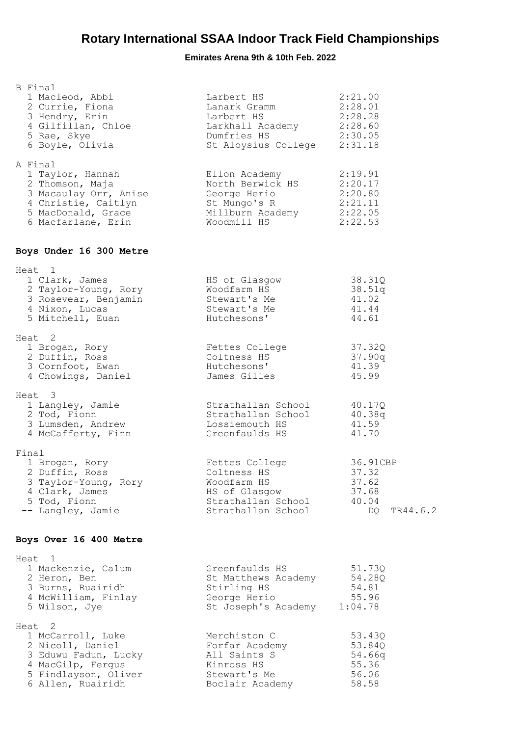# Rotary International SSAA Indoor Track Field Championships

**Emirates Arena 9th & 10th Feb. 2022**

B Final

| Pos | Name | School | Time |
|---|---|---|---|
| 1 | Macleod, Abbi | Larbert HS | 2:21.00 |
| 2 | Currie, Fiona | Lanark Gramm | 2:28.01 |
| 3 | Hendry, Erin | Larbert HS | 2:28.28 |
| 4 | Gilfillan, Chloe | Larkhall Academy | 2:28.60 |
| 5 | Rae, Skye | Dumfries HS | 2:30.05 |
| 6 | Boyle, Olivia | St Aloysius College | 2:31.18 |

A Final

| Pos | Name | School | Time |
|---|---|---|---|
| 1 | Taylor, Hannah | Ellon Academy | 2:19.91 |
| 2 | Thomson, Maja | North Berwick HS | 2:20.17 |
| 3 | Macaulay Orr, Anise | George Herio | 2:20.80 |
| 4 | Christie, Caitlyn | St Mungo's R | 2:21.11 |
| 5 | MacDonald, Grace | Millburn Academy | 2:22.05 |
| 6 | Macfarlane, Erin | Woodmill HS | 2:22.53 |

## Boys Under 16 300 Metre

Heat 1

| Pos | Name | School | Time |
|---|---|---|---|
| 1 | Clark, James | HS of Glasgow | 38.31Q |
| 2 | Taylor-Young, Rory | Woodfarm HS | 38.51q |
| 3 | Rosevear, Benjamin | Stewart's Me | 41.02 |
| 4 | Nixon, Lucas | Stewart's Me | 41.44 |
| 5 | Mitchell, Euan | Hutchesons' | 44.61 |

Heat 2

| Pos | Name | School | Time |
|---|---|---|---|
| 1 | Brogan, Rory | Fettes College | 37.32Q |
| 2 | Duffin, Ross | Coltness HS | 37.90q |
| 3 | Cornfoot, Ewan | Hutchesons' | 41.39 |
| 4 | Chowings, Daniel | James Gilles | 45.99 |

Heat 3

| Pos | Name | School | Time |
|---|---|---|---|
| 1 | Langley, Jamie | Strathallan School | 40.17Q |
| 2 | Tod, Fionn | Strathallan School | 40.38q |
| 3 | Lumsden, Andrew | Lossiemouth HS | 41.59 |
| 4 | McCafferty, Finn | Greenfaulds HS | 41.70 |

Final

| Pos | Name | School | Time |
|---|---|---|---|
| 1 | Brogan, Rory | Fettes College | 36.91CBP |
| 2 | Duffin, Ross | Coltness HS | 37.32 |
| 3 | Taylor-Young, Rory | Woodfarm HS | 37.62 |
| 4 | Clark, James | HS of Glasgow | 37.68 |
| 5 | Tod, Fionn | Strathallan School | 40.04 |
| -- | Langley, Jamie | Strathallan School | DQ TR44.6.2 |

## Boys Over 16 400 Metre

Heat 1

| Pos | Name | School | Time |
|---|---|---|---|
| 1 | Mackenzie, Calum | Greenfaulds HS | 51.73Q |
| 2 | Heron, Ben | St Matthews Academy | 54.28Q |
| 3 | Burns, Ruairidh | Stirling HS | 54.81 |
| 4 | McWilliam, Finlay | George Herio | 55.96 |
| 5 | Wilson, Jye | St Joseph's Academy | 1:04.78 |

Heat 2

| Pos | Name | School | Time |
|---|---|---|---|
| 1 | McCarroll, Luke | Merchiston C | 53.43Q |
| 2 | Nicoll, Daniel | Forfar Academy | 53.84Q |
| 3 | Eduwu Fadun, Lucky | All Saints S | 54.66q |
| 4 | MacGilp, Fergus | Kinross HS | 55.36 |
| 5 | Findlayson, Oliver | Stewart's Me | 56.06 |
| 6 | Allen, Ruairidh | Boclair Academy | 58.58 |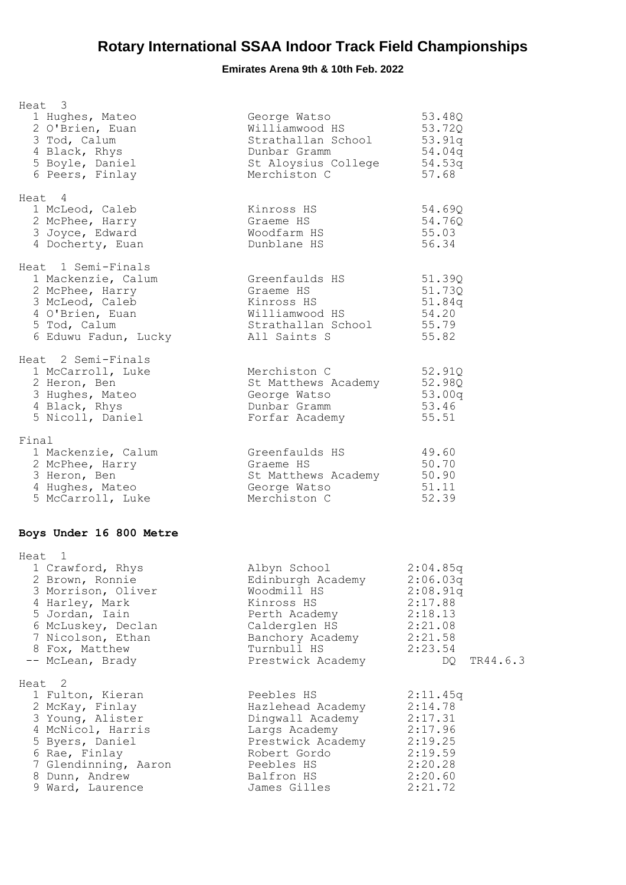# Rotary International SSAA Indoor Track Field Championships

**Emirates Arena 9th & 10th Feb. 2022**

Heat 3

| Pos | Name | School | Time |
|---|---|---|---|
| 1 | Hughes, Mateo | George Watso | 53.48Q |
| 2 | O'Brien, Euan | Williamwood HS | 53.72Q |
| 3 | Tod, Calum | Strathallan School | 53.91q |
| 4 | Black, Rhys | Dunbar Gramm | 54.04q |
| 5 | Boyle, Daniel | St Aloysius College | 54.53q |
| 6 | Peers, Finlay | Merchiston C | 57.68 |

Heat 4

| Pos | Name | School | Time |
|---|---|---|---|
| 1 | McLeod, Caleb | Kinross HS | 54.69Q |
| 2 | McPhee, Harry | Graeme HS | 54.76Q |
| 3 | Joyce, Edward | Woodfarm HS | 55.03 |
| 4 | Docherty, Euan | Dunblane HS | 56.34 |

Heat 1 Semi-Finals

| Pos | Name | School | Time |
|---|---|---|---|
| 1 | Mackenzie, Calum | Greenfaulds HS | 51.39Q |
| 2 | McPhee, Harry | Graeme HS | 51.73Q |
| 3 | McLeod, Caleb | Kinross HS | 51.84q |
| 4 | O'Brien, Euan | Williamwood HS | 54.20 |
| 5 | Tod, Calum | Strathallan School | 55.79 |
| 6 | Eduwu Fadun, Lucky | All Saints S | 55.82 |

Heat 2 Semi-Finals

| Pos | Name | School | Time |
|---|---|---|---|
| 1 | McCarroll, Luke | Merchiston C | 52.91Q |
| 2 | Heron, Ben | St Matthews Academy | 52.98Q |
| 3 | Hughes, Mateo | George Watso | 53.00q |
| 4 | Black, Rhys | Dunbar Gramm | 53.46 |
| 5 | Nicoll, Daniel | Forfar Academy | 55.51 |

Final

| Pos | Name | School | Time |
|---|---|---|---|
| 1 | Mackenzie, Calum | Greenfaulds HS | 49.60 |
| 2 | McPhee, Harry | Graeme HS | 50.70 |
| 3 | Heron, Ben | St Matthews Academy | 50.90 |
| 4 | Hughes, Mateo | George Watso | 51.11 |
| 5 | McCarroll, Luke | Merchiston C | 52.39 |

## Boys Under 16 800 Metre

Heat 1

| Pos | Name | School | Time |
|---|---|---|---|
| 1 | Crawford, Rhys | Albyn School | 2:04.85q |
| 2 | Brown, Ronnie | Edinburgh Academy | 2:06.03q |
| 3 | Morrison, Oliver | Woodmill HS | 2:08.91q |
| 4 | Harley, Mark | Kinross HS | 2:17.88 |
| 5 | Jordan, Iain | Perth Academy | 2:18.13 |
| 6 | McLuskey, Declan | Calderglen HS | 2:21.08 |
| 7 | Nicolson, Ethan | Banchory Academy | 2:21.58 |
| 8 | Fox, Matthew | Turnbull HS | 2:23.54 |
| -- | McLean, Brady | Prestwick Academy | DQ TR44.6.3 |

Heat 2

| Pos | Name | School | Time |
|---|---|---|---|
| 1 | Fulton, Kieran | Peebles HS | 2:11.45q |
| 2 | McKay, Finlay | Hazlehead Academy | 2:14.78 |
| 3 | Young, Alister | Dingwall Academy | 2:17.31 |
| 4 | McNicol, Harris | Largs Academy | 2:17.96 |
| 5 | Byers, Daniel | Prestwick Academy | 2:19.25 |
| 6 | Rae, Finlay | Robert Gordo | 2:19.59 |
| 7 | Glendinning, Aaron | Peebles HS | 2:20.28 |
| 8 | Dunn, Andrew | Balfron HS | 2:20.60 |
| 9 | Ward, Laurence | James Gilles | 2:21.72 |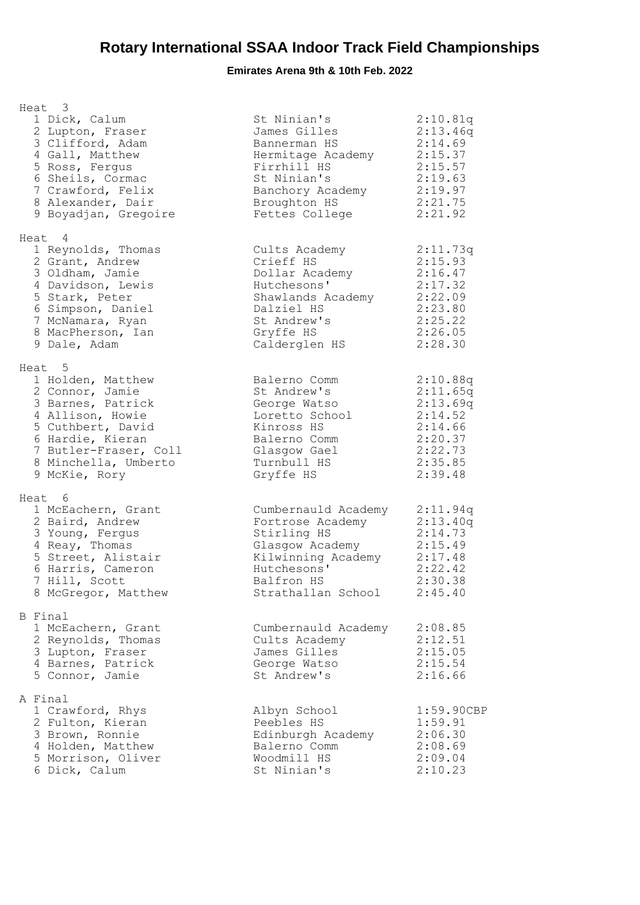# Rotary International SSAA Indoor Track Field Championships

**Emirates Arena 9th & 10th Feb. 2022**

### Heat 3

| | Name | School | Time |
|---|---|---|---|
| 1 | Dick, Calum | St Ninian's | 2:10.81q |
| 2 | Lupton, Fraser | James Gilles | 2:13.46q |
| 3 | Clifford, Adam | Bannerman HS | 2:14.69 |
| 4 | Gall, Matthew | Hermitage Academy | 2:15.37 |
| 5 | Ross, Fergus | Firrhill HS | 2:15.57 |
| 6 | Sheils, Cormac | St Ninian's | 2:19.63 |
| 7 | Crawford, Felix | Banchory Academy | 2:19.97 |
| 8 | Alexander, Dair | Broughton HS | 2:21.75 |
| 9 | Boyadjan, Gregoire | Fettes College | 2:21.92 |

### Heat 4

| | Name | School | Time |
|---|---|---|---|
| 1 | Reynolds, Thomas | Cults Academy | 2:11.73q |
| 2 | Grant, Andrew | Crieff HS | 2:15.93 |
| 3 | Oldham, Jamie | Dollar Academy | 2:16.47 |
| 4 | Davidson, Lewis | Hutchesons' | 2:17.32 |
| 5 | Stark, Peter | Shawlands Academy | 2:22.09 |
| 6 | Simpson, Daniel | Dalziel HS | 2:23.80 |
| 7 | McNamara, Ryan | St Andrew's | 2:25.22 |
| 8 | MacPherson, Ian | Gryffe HS | 2:26.05 |
| 9 | Dale, Adam | Calderglen HS | 2:28.30 |

### Heat 5

| | Name | School | Time |
|---|---|---|---|
| 1 | Holden, Matthew | Balerno Comm | 2:10.88q |
| 2 | Connor, Jamie | St Andrew's | 2:11.65q |
| 3 | Barnes, Patrick | George Watso | 2:13.69q |
| 4 | Allison, Howie | Loretto School | 2:14.52 |
| 5 | Cuthbert, David | Kinross HS | 2:14.66 |
| 6 | Hardie, Kieran | Balerno Comm | 2:20.37 |
| 7 | Butler-Fraser, Coll | Glasgow Gael | 2:22.73 |
| 8 | Minchella, Umberto | Turnbull HS | 2:35.85 |
| 9 | McKie, Rory | Gryffe HS | 2:39.48 |

### Heat 6

| | Name | School | Time |
|---|---|---|---|
| 1 | McEachern, Grant | Cumbernauld Academy | 2:11.94q |
| 2 | Baird, Andrew | Fortrose Academy | 2:13.40q |
| 3 | Young, Fergus | Stirling HS | 2:14.73 |
| 4 | Reay, Thomas | Glasgow Academy | 2:15.49 |
| 5 | Street, Alistair | Kilwinning Academy | 2:17.48 |
| 6 | Harris, Cameron | Hutchesons' | 2:22.42 |
| 7 | Hill, Scott | Balfron HS | 2:30.38 |
| 8 | McGregor, Matthew | Strathallan School | 2:45.40 |

### B Final

| | Name | School | Time |
|---|---|---|---|
| 1 | McEachern, Grant | Cumbernauld Academy | 2:08.85 |
| 2 | Reynolds, Thomas | Cults Academy | 2:12.51 |
| 3 | Lupton, Fraser | James Gilles | 2:15.05 |
| 4 | Barnes, Patrick | George Watso | 2:15.54 |
| 5 | Connor, Jamie | St Andrew's | 2:16.66 |

### A Final

| | Name | School | Time |
|---|---|---|---|
| 1 | Crawford, Rhys | Albyn School | 1:59.90CBP |
| 2 | Fulton, Kieran | Peebles HS | 1:59.91 |
| 3 | Brown, Ronnie | Edinburgh Academy | 2:06.30 |
| 4 | Holden, Matthew | Balerno Comm | 2:08.69 |
| 5 | Morrison, Oliver | Woodmill HS | 2:09.04 |
| 6 | Dick, Calum | St Ninian's | 2:10.23 |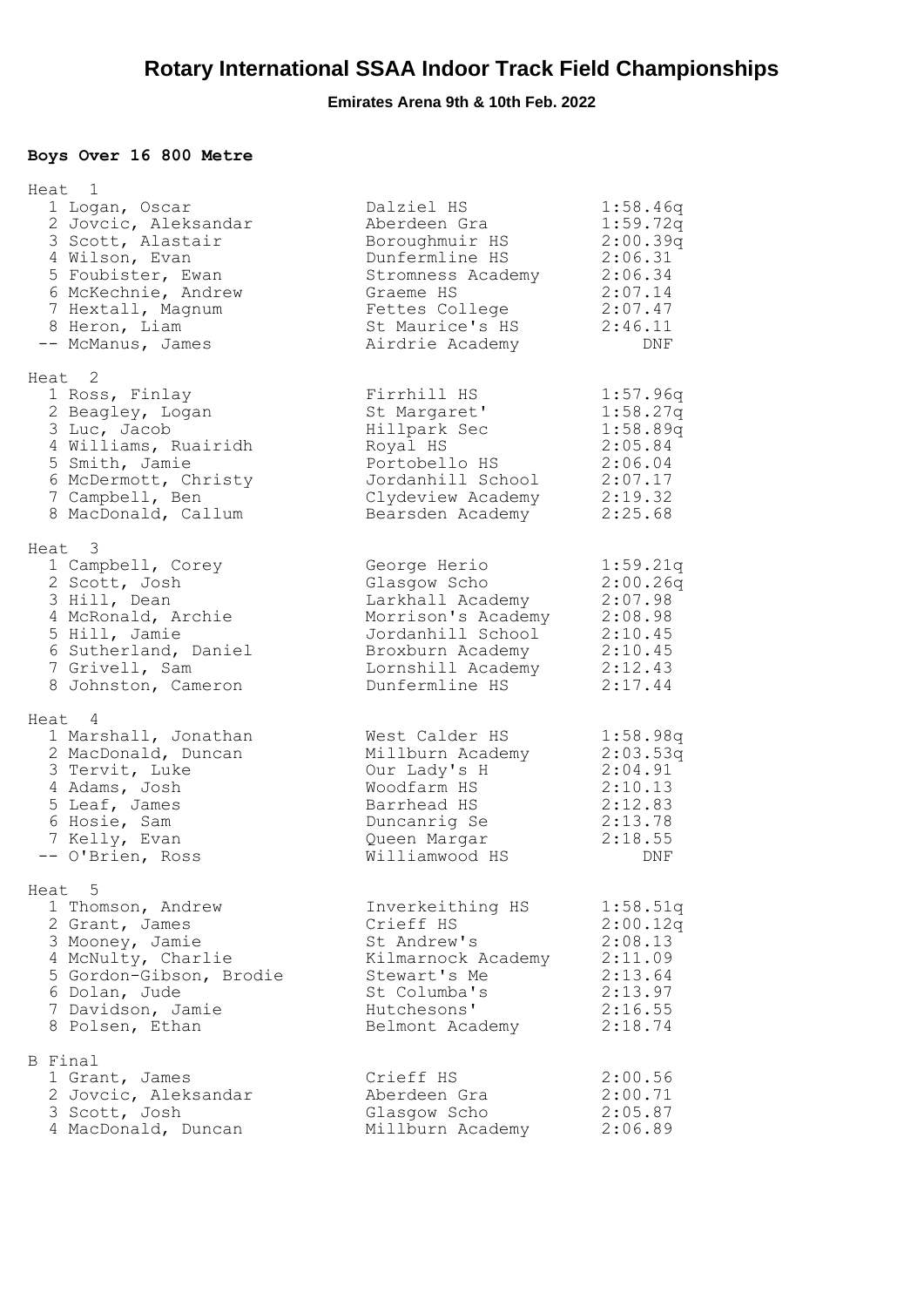# Rotary International SSAA Indoor Track Field Championships

**Emirates Arena 9th & 10th Feb. 2022**

**Boys Over 16 800 Metre**

Heat 1

| Pos | Name | School | Time |
|---|---|---|---|
| 1 | Logan, Oscar | Dalziel HS | 1:58.46q |
| 2 | Jovcic, Aleksandar | Aberdeen Gra | 1:59.72q |
| 3 | Scott, Alastair | Boroughmuir HS | 2:00.39q |
| 4 | Wilson, Evan | Dunfermline HS | 2:06.31 |
| 5 | Foubister, Ewan | Stromness Academy | 2:06.34 |
| 6 | McKechnie, Andrew | Graeme HS | 2:07.14 |
| 7 | Hextall, Magnum | Fettes College | 2:07.47 |
| 8 | Heron, Liam | St Maurice's HS | 2:46.11 |
| -- | McManus, James | Airdrie Academy | DNF |

Heat 2

| Pos | Name | School | Time |
|---|---|---|---|
| 1 | Ross, Finlay | Firrhill HS | 1:57.96q |
| 2 | Beagley, Logan | St Margaret' | 1:58.27q |
| 3 | Luc, Jacob | Hillpark Sec | 1:58.89q |
| 4 | Williams, Ruairidh | Royal HS | 2:05.84 |
| 5 | Smith, Jamie | Portobello HS | 2:06.04 |
| 6 | McDermott, Christy | Jordanhill School | 2:07.17 |
| 7 | Campbell, Ben | Clydeview Academy | 2:19.32 |
| 8 | MacDonald, Callum | Bearsden Academy | 2:25.68 |

Heat 3

| Pos | Name | School | Time |
|---|---|---|---|
| 1 | Campbell, Corey | George Herio | 1:59.21q |
| 2 | Scott, Josh | Glasgow Scho | 2:00.26q |
| 3 | Hill, Dean | Larkhall Academy | 2:07.98 |
| 4 | McRonald, Archie | Morrison's Academy | 2:08.98 |
| 5 | Hill, Jamie | Jordanhill School | 2:10.45 |
| 6 | Sutherland, Daniel | Broxburn Academy | 2:10.45 |
| 7 | Grivell, Sam | Lornshill Academy | 2:12.43 |
| 8 | Johnston, Cameron | Dunfermline HS | 2:17.44 |

Heat 4

| Pos | Name | School | Time |
|---|---|---|---|
| 1 | Marshall, Jonathan | West Calder HS | 1:58.98q |
| 2 | MacDonald, Duncan | Millburn Academy | 2:03.53q |
| 3 | Tervit, Luke | Our Lady's H | 2:04.91 |
| 4 | Adams, Josh | Woodfarm HS | 2:10.13 |
| 5 | Leaf, James | Barrhead HS | 2:12.83 |
| 6 | Hosie, Sam | Duncanrig Se | 2:13.78 |
| 7 | Kelly, Evan | Queen Margar | 2:18.55 |
| -- | O'Brien, Ross | Williamwood HS | DNF |

Heat 5

| Pos | Name | School | Time |
|---|---|---|---|
| 1 | Thomson, Andrew | Inverkeithing HS | 1:58.51q |
| 2 | Grant, James | Crieff HS | 2:00.12q |
| 3 | Mooney, Jamie | St Andrew's | 2:08.13 |
| 4 | McNulty, Charlie | Kilmarnock Academy | 2:11.09 |
| 5 | Gordon-Gibson, Brodie | Stewart's Me | 2:13.64 |
| 6 | Dolan, Jude | St Columba's | 2:13.97 |
| 7 | Davidson, Jamie | Hutchesons' | 2:16.55 |
| 8 | Polsen, Ethan | Belmont Academy | 2:18.74 |

B Final

| Pos | Name | School | Time |
|---|---|---|---|
| 1 | Grant, James | Crieff HS | 2:00.56 |
| 2 | Jovcic, Aleksandar | Aberdeen Gra | 2:00.71 |
| 3 | Scott, Josh | Glasgow Scho | 2:05.87 |
| 4 | MacDonald, Duncan | Millburn Academy | 2:06.89 |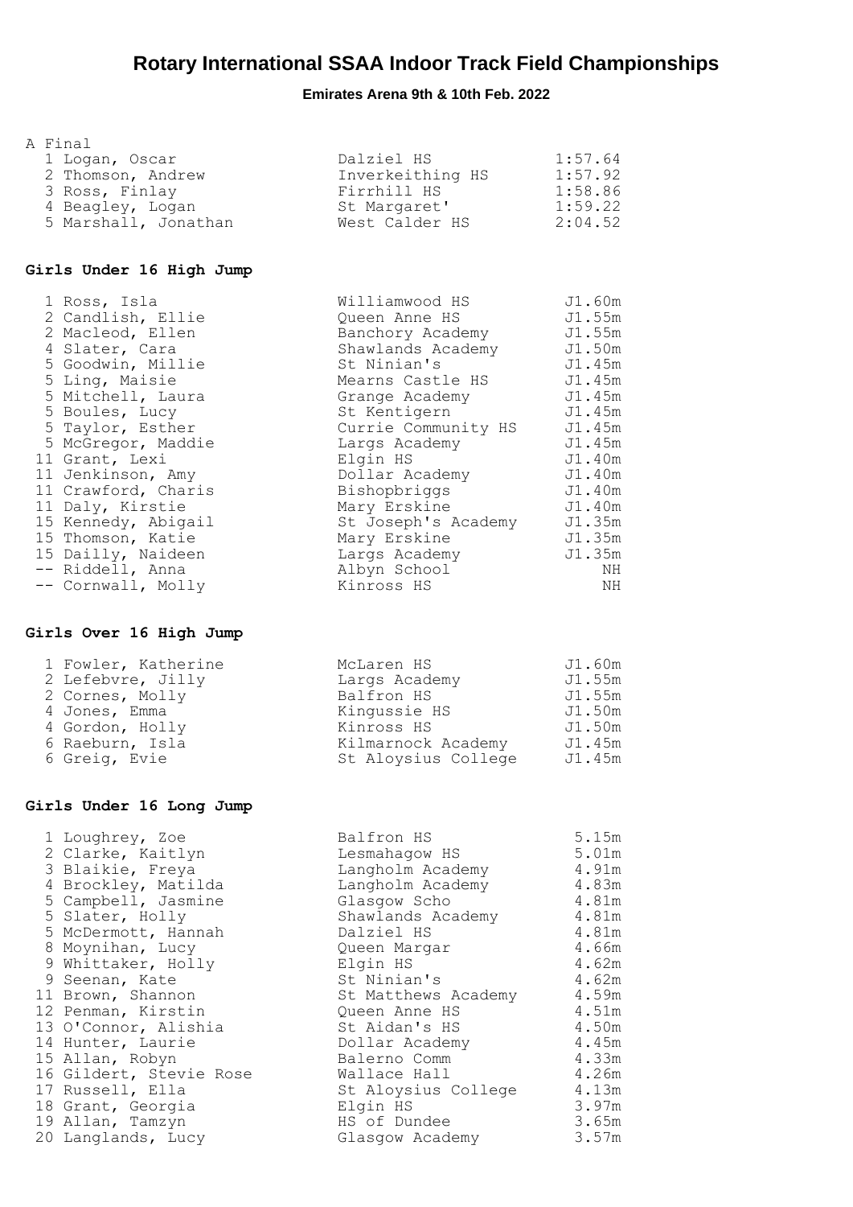# Rotary International SSAA Indoor Track Field Championships

**Emirates Arena 9th & 10th Feb. 2022**

A Final

| Place | Name | School | Time |
|---|---|---|---|
| 1 | Logan, Oscar | Dalziel HS | 1:57.64 |
| 2 | Thomson, Andrew | Inverkeithing HS | 1:57.92 |
| 3 | Ross, Finlay | Firrhill HS | 1:58.86 |
| 4 | Beagley, Logan | St Margaret' | 1:59.22 |
| 5 | Marshall, Jonathan | West Calder HS | 2:04.52 |

## Girls Under 16 High Jump

| Place | Name | School | Mark |
|---|---|---|---|
| 1 | Ross, Isla | Williamwood HS | J1.60m |
| 2 | Candlish, Ellie | Queen Anne HS | J1.55m |
| 2 | Macleod, Ellen | Banchory Academy | J1.55m |
| 4 | Slater, Cara | Shawlands Academy | J1.50m |
| 5 | Goodwin, Millie | St Ninian's | J1.45m |
| 5 | Ling, Maisie | Mearns Castle HS | J1.45m |
| 5 | Mitchell, Laura | Grange Academy | J1.45m |
| 5 | Boules, Lucy | St Kentigern | J1.45m |
| 5 | Taylor, Esther | Currie Community HS | J1.45m |
| 5 | McGregor, Maddie | Largs Academy | J1.45m |
| 11 | Grant, Lexi | Elgin HS | J1.40m |
| 11 | Jenkinson, Amy | Dollar Academy | J1.40m |
| 11 | Crawford, Charis | Bishopbriggs | J1.40m |
| 11 | Daly, Kirstie | Mary Erskine | J1.40m |
| 15 | Kennedy, Abigail | St Joseph's Academy | J1.35m |
| 15 | Thomson, Katie | Mary Erskine | J1.35m |
| 15 | Dailly, Naideen | Largs Academy | J1.35m |
| -- | Riddell, Anna | Albyn School | NH |
| -- | Cornwall, Molly | Kinross HS | NH |

## Girls Over 16 High Jump

| Place | Name | School | Mark |
|---|---|---|---|
| 1 | Fowler, Katherine | McLaren HS | J1.60m |
| 2 | Lefebvre, Jilly | Largs Academy | J1.55m |
| 2 | Cornes, Molly | Balfron HS | J1.55m |
| 4 | Jones, Emma | Kingussie HS | J1.50m |
| 4 | Gordon, Holly | Kinross HS | J1.50m |
| 6 | Raeburn, Isla | Kilmarnock Academy | J1.45m |
| 6 | Greig, Evie | St Aloysius College | J1.45m |

## Girls Under 16 Long Jump

| Place | Name | School | Mark |
|---|---|---|---|
| 1 | Loughrey, Zoe | Balfron HS | 5.15m |
| 2 | Clarke, Kaitlyn | Lesmahagow HS | 5.01m |
| 3 | Blaikie, Freya | Langholm Academy | 4.91m |
| 4 | Brockley, Matilda | Langholm Academy | 4.83m |
| 5 | Campbell, Jasmine | Glasgow Scho | 4.81m |
| 5 | Slater, Holly | Shawlands Academy | 4.81m |
| 5 | McDermott, Hannah | Dalziel HS | 4.81m |
| 8 | Moynihan, Lucy | Queen Margar | 4.66m |
| 9 | Whittaker, Holly | Elgin HS | 4.62m |
| 9 | Seenan, Kate | St Ninian's | 4.62m |
| 11 | Brown, Shannon | St Matthews Academy | 4.59m |
| 12 | Penman, Kirstin | Queen Anne HS | 4.51m |
| 13 | O'Connor, Alishia | St Aidan's HS | 4.50m |
| 14 | Hunter, Laurie | Dollar Academy | 4.45m |
| 15 | Allan, Robyn | Balerno Comm | 4.33m |
| 16 | Gildert, Stevie Rose | Wallace Hall | 4.26m |
| 17 | Russell, Ella | St Aloysius College | 4.13m |
| 18 | Grant, Georgia | Elgin HS | 3.97m |
| 19 | Allan, Tamzyn | HS of Dundee | 3.65m |
| 20 | Langlands, Lucy | Glasgow Academy | 3.57m |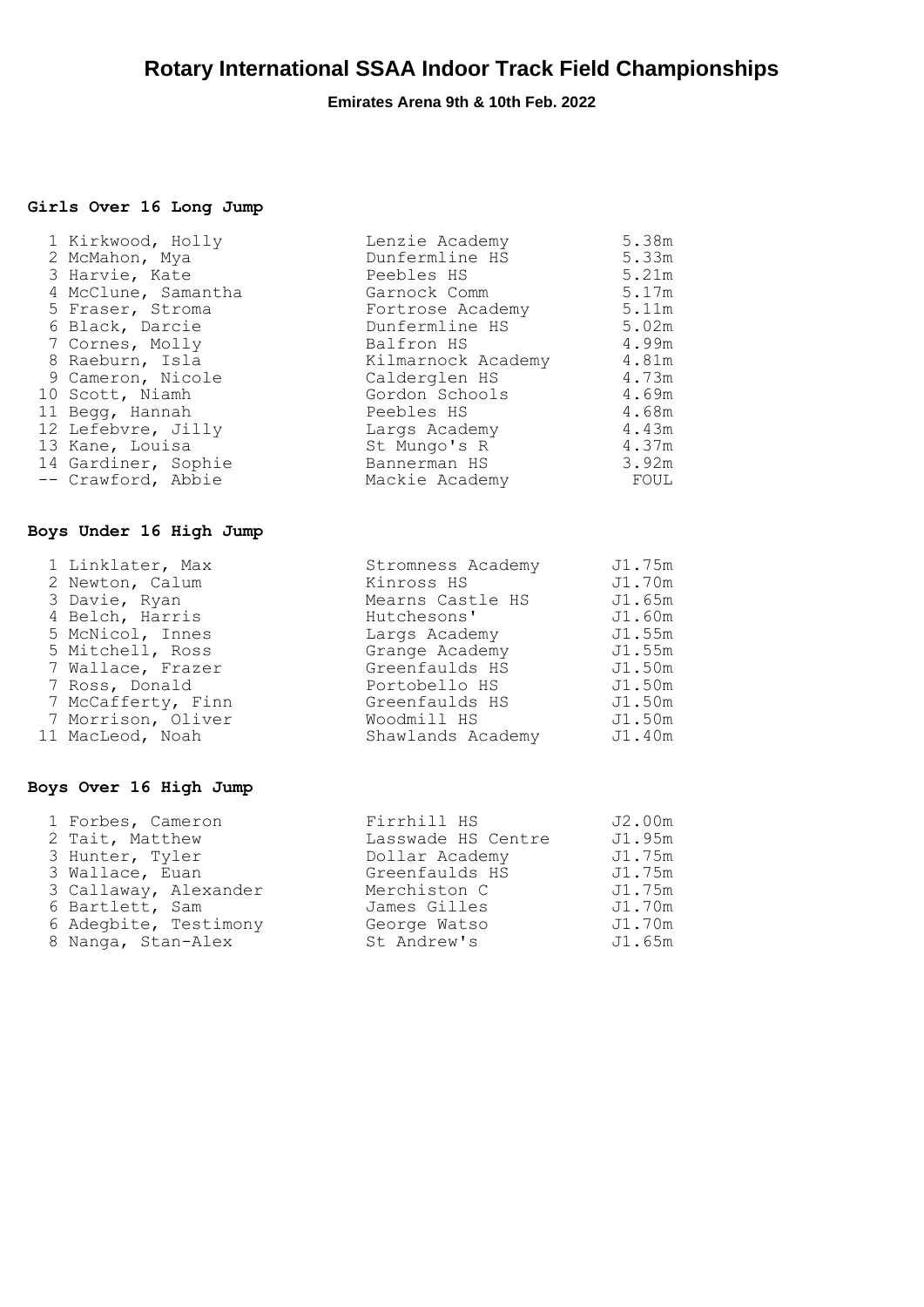# Rotary International SSAA Indoor Track Field Championships

**Emirates Arena 9th & 10th Feb. 2022**

### Girls Over 16 Long Jump

| Pos | Name | School | Result |
|---|---|---|---|
| 1 | Kirkwood, Holly | Lenzie Academy | 5.38m |
| 2 | McMahon, Mya | Dunfermline HS | 5.33m |
| 3 | Harvie, Kate | Peebles HS | 5.21m |
| 4 | McClune, Samantha | Garnock Comm | 5.17m |
| 5 | Fraser, Stroma | Fortrose Academy | 5.11m |
| 6 | Black, Darcie | Dunfermline HS | 5.02m |
| 7 | Cornes, Molly | Balfron HS | 4.99m |
| 8 | Raeburn, Isla | Kilmarnock Academy | 4.81m |
| 9 | Cameron, Nicole | Calderglen HS | 4.73m |
| 10 | Scott, Niamh | Gordon Schools | 4.69m |
| 11 | Begg, Hannah | Peebles HS | 4.68m |
| 12 | Lefebvre, Jilly | Largs Academy | 4.43m |
| 13 | Kane, Louisa | St Mungo's R | 4.37m |
| 14 | Gardiner, Sophie | Bannerman HS | 3.92m |
| -- | Crawford, Abbie | Mackie Academy | FOUL |

### Boys Under 16 High Jump

| Pos | Name | School | Result |
|---|---|---|---|
| 1 | Linklater, Max | Stromness Academy | J1.75m |
| 2 | Newton, Calum | Kinross HS | J1.70m |
| 3 | Davie, Ryan | Mearns Castle HS | J1.65m |
| 4 | Belch, Harris | Hutchesons' | J1.60m |
| 5 | McNicol, Innes | Largs Academy | J1.55m |
| 5 | Mitchell, Ross | Grange Academy | J1.55m |
| 7 | Wallace, Frazer | Greenfaulds HS | J1.50m |
| 7 | Ross, Donald | Portobello HS | J1.50m |
| 7 | McCafferty, Finn | Greenfaulds HS | J1.50m |
| 7 | Morrison, Oliver | Woodmill HS | J1.50m |
| 11 | MacLeod, Noah | Shawlands Academy | J1.40m |

### Boys Over 16 High Jump

| Pos | Name | School | Result |
|---|---|---|---|
| 1 | Forbes, Cameron | Firrhill HS | J2.00m |
| 2 | Tait, Matthew | Lasswade HS Centre | J1.95m |
| 3 | Hunter, Tyler | Dollar Academy | J1.75m |
| 3 | Wallace, Euan | Greenfaulds HS | J1.75m |
| 3 | Callaway, Alexander | Merchiston C | J1.75m |
| 6 | Bartlett, Sam | James Gilles | J1.70m |
| 6 | Adegbite, Testimony | George Watso | J1.70m |
| 8 | Nanga, Stan-Alex | St Andrew's | J1.65m |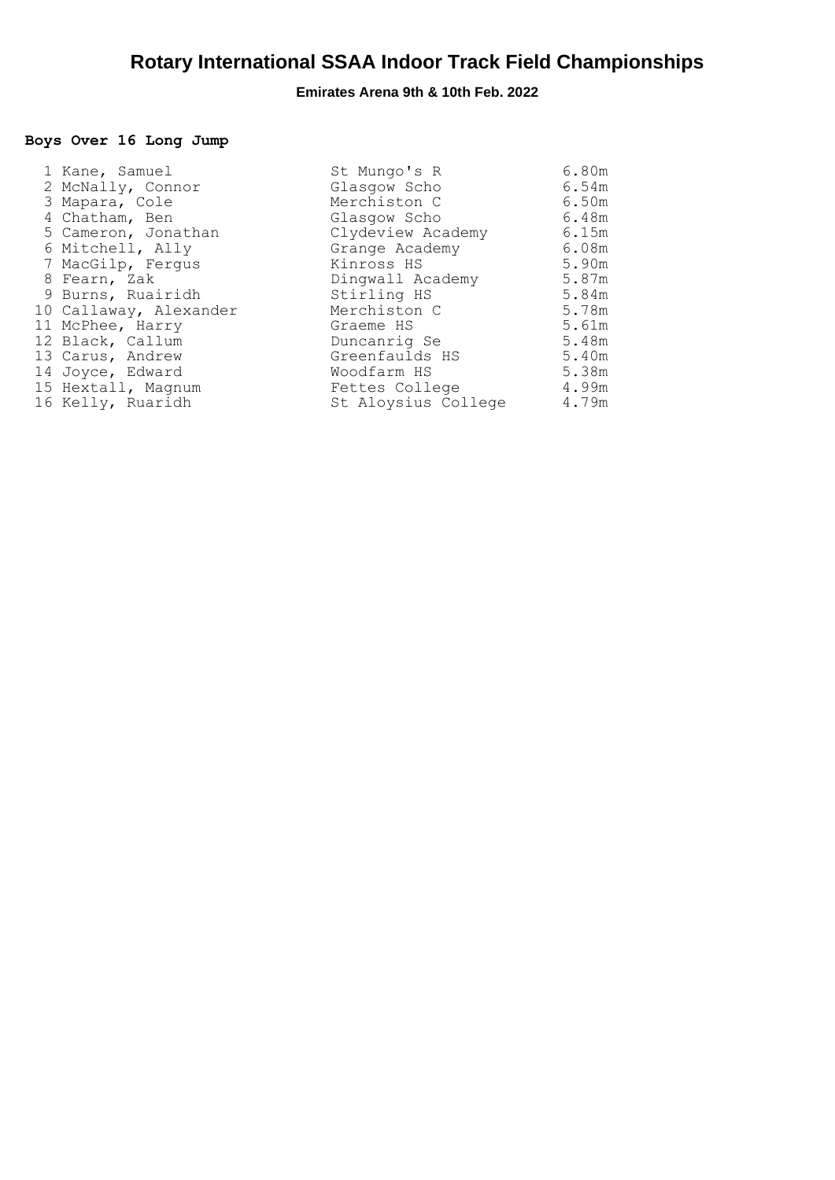# Rotary International SSAA Indoor Track Field Championships

**Emirates Arena 9th & 10th Feb. 2022**

### Boys Over 16 Long Jump

| | | | |
|---|---|---|---|
| 1 | Kane, Samuel | St Mungo's R | 6.80m |
| 2 | McNally, Connor | Glasgow Scho | 6.54m |
| 3 | Mapara, Cole | Merchiston C | 6.50m |
| 4 | Chatham, Ben | Glasgow Scho | 6.48m |
| 5 | Cameron, Jonathan | Clydeview Academy | 6.15m |
| 6 | Mitchell, Ally | Grange Academy | 6.08m |
| 7 | MacGilp, Fergus | Kinross HS | 5.90m |
| 8 | Fearn, Zak | Dingwall Academy | 5.87m |
| 9 | Burns, Ruairidh | Stirling HS | 5.84m |
| 10 | Callaway, Alexander | Merchiston C | 5.78m |
| 11 | McPhee, Harry | Graeme HS | 5.61m |
| 12 | Black, Callum | Duncanrig Se | 5.48m |
| 13 | Carus, Andrew | Greenfaulds HS | 5.40m |
| 14 | Joyce, Edward | Woodfarm HS | 5.38m |
| 15 | Hextall, Magnum | Fettes College | 4.99m |
| 16 | Kelly, Ruaridh | St Aloysius College | 4.79m |